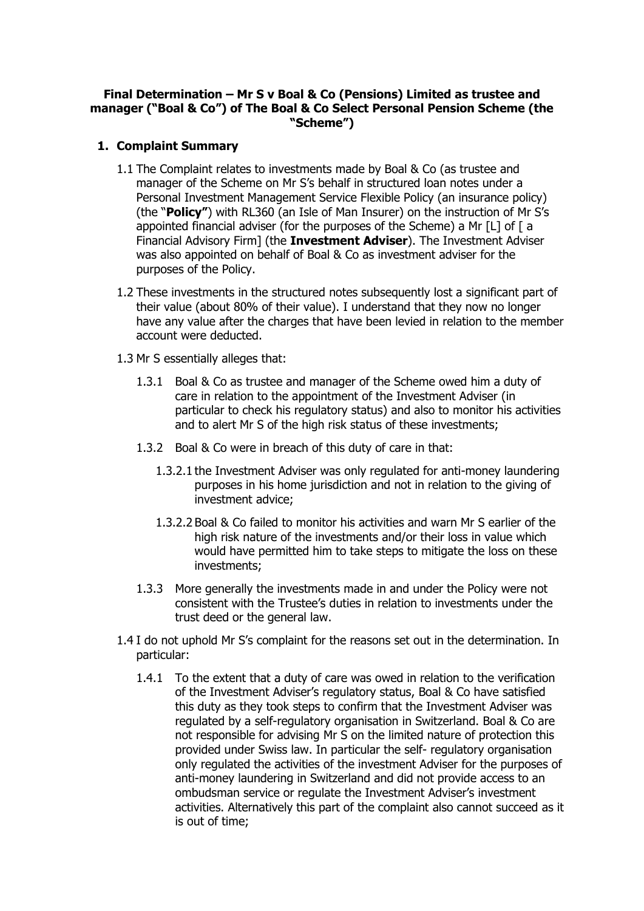**Final Determination – Mr S v Boal & Co (Pensions) Limited as trustee and manager ("Boal & Co") of The Boal & Co Select Personal Pension Scheme (the "Scheme")**

## 1. Complaint Summary

1.1 The Complaint relates to investments made by Boal & Co (as trustee and manager of the Scheme on Mr S's behalf in structured loan notes under a Personal Investment Management Service Flexible Policy (an insurance policy) (the "**Policy"**) with RL360 (an Isle of Man Insurer) on the instruction of Mr S's appointed financial adviser (for the purposes of the Scheme) a Mr [L] of [ a Financial Advisory Firm] (the **Investment Adviser**). The Investment Adviser was also appointed on behalf of Boal & Co as investment adviser for the purposes of the Policy.

1.2 These investments in the structured notes subsequently lost a significant part of their value (about 80% of their value). I understand that they now no longer have any value after the charges that have been levied in relation to the member account were deducted.

1.3 Mr S essentially alleges that:

1.3.1 Boal & Co as trustee and manager of the Scheme owed him a duty of care in relation to the appointment of the Investment Adviser (in particular to check his regulatory status) and also to monitor his activities and to alert Mr S of the high risk status of these investments;

1.3.2 Boal & Co were in breach of this duty of care in that:

1.3.2.1 the Investment Adviser was only regulated for anti-money laundering purposes in his home jurisdiction and not in relation to the giving of investment advice;

1.3.2.2 Boal & Co failed to monitor his activities and warn Mr S earlier of the high risk nature of the investments and/or their loss in value which would have permitted him to take steps to mitigate the loss on these investments;

1.3.3 More generally the investments made in and under the Policy were not consistent with the Trustee's duties in relation to investments under the trust deed or the general law.

1.4 I do not uphold Mr S's complaint for the reasons set out in the determination. In particular:

1.4.1 To the extent that a duty of care was owed in relation to the verification of the Investment Adviser's regulatory status, Boal & Co have satisfied this duty as they took steps to confirm that the Investment Adviser was regulated by a self-regulatory organisation in Switzerland. Boal & Co are not responsible for advising Mr S on the limited nature of protection this provided under Swiss law. In particular the self- regulatory organisation only regulated the activities of the investment Adviser for the purposes of anti-money laundering in Switzerland and did not provide access to an ombudsman service or regulate the Investment Adviser's investment activities. Alternatively this part of the complaint also cannot succeed as it is out of time;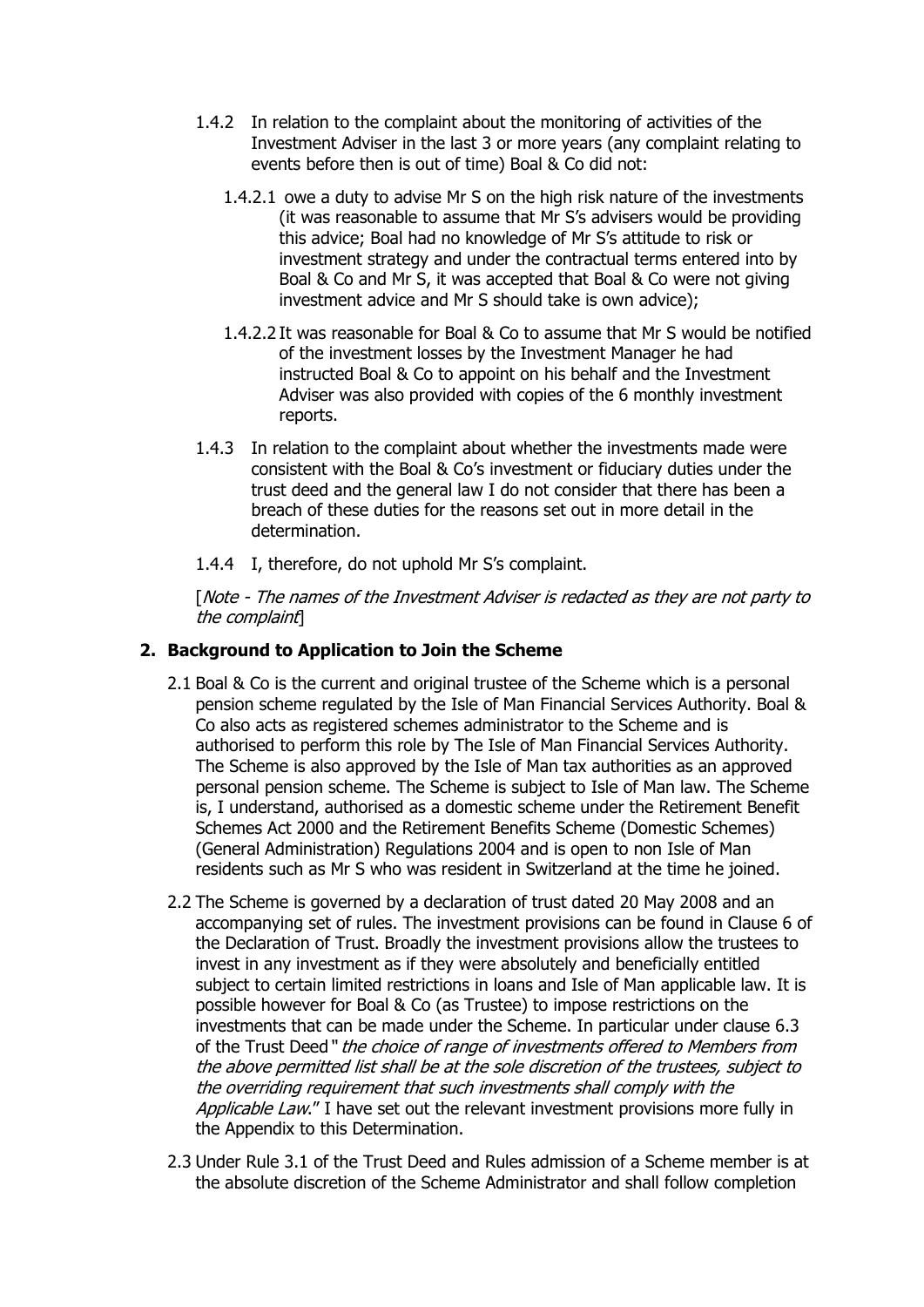1.4.2 In relation to the complaint about the monitoring of activities of the Investment Adviser in the last 3 or more years (any complaint relating to events before then is out of time) Boal & Co did not:

1.4.2.1 owe a duty to advise Mr S on the high risk nature of the investments (it was reasonable to assume that Mr S's advisers would be providing this advice; Boal had no knowledge of Mr S's attitude to risk or investment strategy and under the contractual terms entered into by Boal & Co and Mr S, it was accepted that Boal & Co were not giving investment advice and Mr S should take is own advice);

1.4.2.2 It was reasonable for Boal & Co to assume that Mr S would be notified of the investment losses by the Investment Manager he had instructed Boal & Co to appoint on his behalf and the Investment Adviser was also provided with copies of the 6 monthly investment reports.

1.4.3 In relation to the complaint about whether the investments made were consistent with the Boal & Co's investment or fiduciary duties under the trust deed and the general law I do not consider that there has been a breach of these duties for the reasons set out in more detail in the determination.

1.4.4 I, therefore, do not uphold Mr S's complaint.

[*Note - The names of the Investment Adviser is redacted as they are not party to the complaint*]

## 2. Background to Application to Join the Scheme

2.1 Boal & Co is the current and original trustee of the Scheme which is a personal pension scheme regulated by the Isle of Man Financial Services Authority. Boal & Co also acts as registered schemes administrator to the Scheme and is authorised to perform this role by The Isle of Man Financial Services Authority. The Scheme is also approved by the Isle of Man tax authorities as an approved personal pension scheme. The Scheme is subject to Isle of Man law. The Scheme is, I understand, authorised as a domestic scheme under the Retirement Benefit Schemes Act 2000 and the Retirement Benefits Scheme (Domestic Schemes) (General Administration) Regulations 2004 and is open to non Isle of Man residents such as Mr S who was resident in Switzerland at the time he joined.

2.2 The Scheme is governed by a declaration of trust dated 20 May 2008 and an accompanying set of rules. The investment provisions can be found in Clause 6 of the Declaration of Trust. Broadly the investment provisions allow the trustees to invest in any investment as if they were absolutely and beneficially entitled subject to certain limited restrictions in loans and Isle of Man applicable law. It is possible however for Boal & Co (as Trustee) to impose restrictions on the investments that can be made under the Scheme. In particular under clause 6.3 of the Trust Deed "*the choice of range of investments offered to Members from the above permitted list shall be at the sole discretion of the trustees, subject to the overriding requirement that such investments shall comply with the Applicable Law*." I have set out the relevant investment provisions more fully in the Appendix to this Determination.

2.3 Under Rule 3.1 of the Trust Deed and Rules admission of a Scheme member is at the absolute discretion of the Scheme Administrator and shall follow completion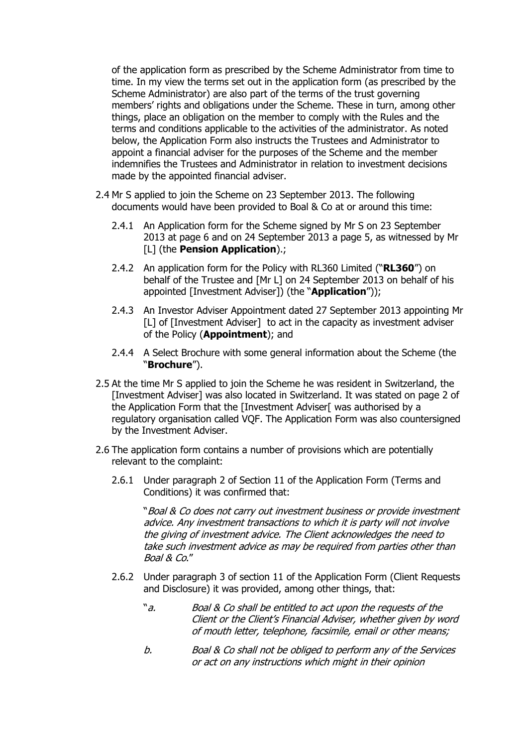of the application form as prescribed by the Scheme Administrator from time to time. In my view the terms set out in the application form (as prescribed by the Scheme Administrator) are also part of the terms of the trust governing members' rights and obligations under the Scheme. These in turn, among other things, place an obligation on the member to comply with the Rules and the terms and conditions applicable to the activities of the administrator. As noted below, the Application Form also instructs the Trustees and Administrator to appoint a financial adviser for the purposes of the Scheme and the member indemnifies the Trustees and Administrator in relation to investment decisions made by the appointed financial adviser.

2.4 Mr S applied to join the Scheme on 23 September 2013. The following documents would have been provided to Boal & Co at or around this time:

2.4.1 An Application form for the Scheme signed by Mr S on 23 September 2013 at page 6 and on 24 September 2013 a page 5, as witnessed by Mr [L] (the **Pension Application**).;

2.4.2 An application form for the Policy with RL360 Limited ("**RL360**") on behalf of the Trustee and [Mr L] on 24 September 2013 on behalf of his appointed [Investment Adviser]) (the "**Application**"));

2.4.3 An Investor Adviser Appointment dated 27 September 2013 appointing Mr [L] of [Investment Adviser] to act in the capacity as investment adviser of the Policy (**Appointment**); and

2.4.4 A Select Brochure with some general information about the Scheme (the "**Brochure**").

2.5 At the time Mr S applied to join the Scheme he was resident in Switzerland, the [Investment Adviser] was also located in Switzerland. It was stated on page 2 of the Application Form that the [Investment Adviser[ was authorised by a regulatory organisation called VQF. The Application Form was also countersigned by the Investment Adviser.

2.6 The application form contains a number of provisions which are potentially relevant to the complaint:

2.6.1 Under paragraph 2 of Section 11 of the Application Form (Terms and Conditions) it was confirmed that:

> "*Boal & Co does not carry out investment business or provide investment advice. Any investment transactions to which it is party will not involve the giving of investment advice. The Client acknowledges the need to take such investment advice as may be required from parties other than Boal & Co.*"

2.6.2 Under paragraph 3 of section 11 of the Application Form (Client Requests and Disclosure) it was provided, among other things, that:

> "*a.* *Boal & Co shall be entitled to act upon the requests of the Client or the Client's Financial Adviser, whether given by word of mouth letter, telephone, facsimile, email or other means;*
>
> *b.* *Boal & Co shall not be obliged to perform any of the Services or act on any instructions which might in their opinion*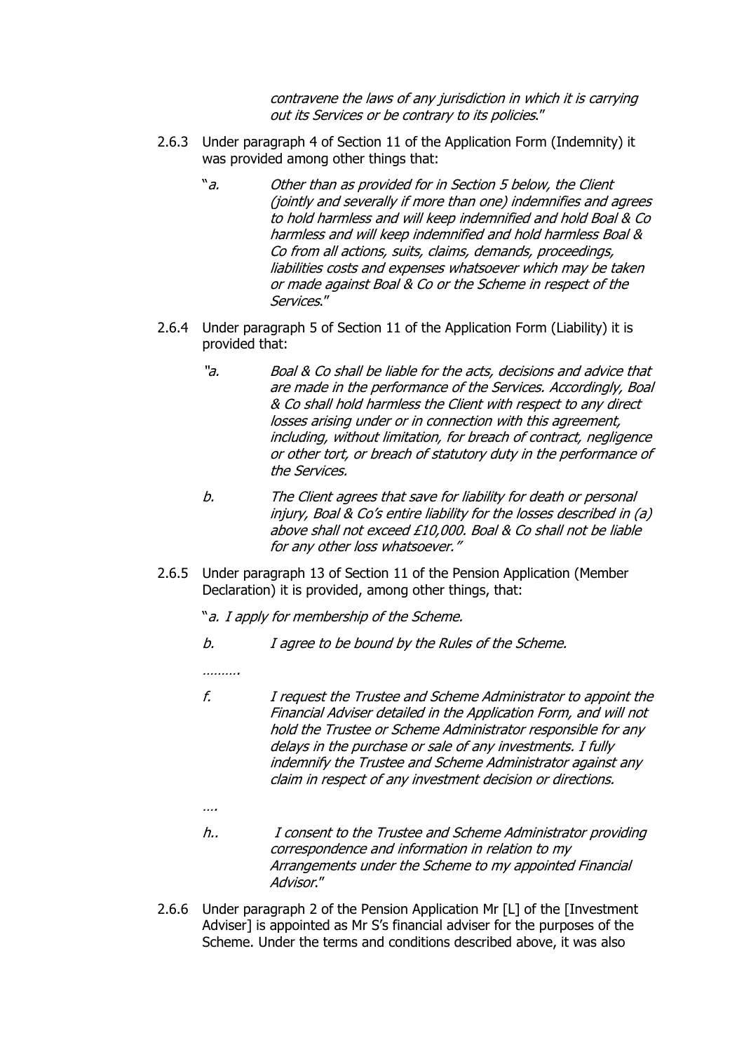*contravene the laws of any jurisdiction in which it is carrying out its Services or be contrary to its policies*."

2.6.3 Under paragraph 4 of Section 11 of the Application Form (Indemnity) it was provided among other things that:

> "*a. Other than as provided for in Section 5 below, the Client (jointly and severally if more than one) indemnifies and agrees to hold harmless and will keep indemnified and hold Boal & Co harmless and will keep indemnified and hold harmless Boal & Co from all actions, suits, claims, demands, proceedings, liabilities costs and expenses whatsoever which may be taken or made against Boal & Co or the Scheme in respect of the Services*."

2.6.4 Under paragraph 5 of Section 11 of the Application Form (Liability) it is provided that:

> "*a. Boal & Co shall be liable for the acts, decisions and advice that are made in the performance of the Services. Accordingly, Boal & Co shall hold harmless the Client with respect to any direct losses arising under or in connection with this agreement, including, without limitation, for breach of contract, negligence or other tort, or breach of statutory duty in the performance of the Services.*
>
> *b. The Client agrees that save for liability for death or personal injury, Boal & Co's entire liability for the losses described in (a) above shall not exceed £10,000. Boal & Co shall not be liable for any other loss whatsoever."*

2.6.5 Under paragraph 13 of Section 11 of the Pension Application (Member Declaration) it is provided, among other things, that:

> "*a. I apply for membership of the Scheme.*
>
> *b. I agree to be bound by the Rules of the Scheme.*
>
> *……….*
>
> *f. I request the Trustee and Scheme Administrator to appoint the Financial Adviser detailed in the Application Form, and will not hold the Trustee or Scheme Administrator responsible for any delays in the purchase or sale of any investments. I fully indemnify the Trustee and Scheme Administrator against any claim in respect of any investment decision or directions.*
>
> *….*
>
> *h.. I consent to the Trustee and Scheme Administrator providing correspondence and information in relation to my Arrangements under the Scheme to my appointed Financial Advisor*."

2.6.6 Under paragraph 2 of the Pension Application Mr [L] of the [Investment Adviser] is appointed as Mr S's financial adviser for the purposes of the Scheme. Under the terms and conditions described above, it was also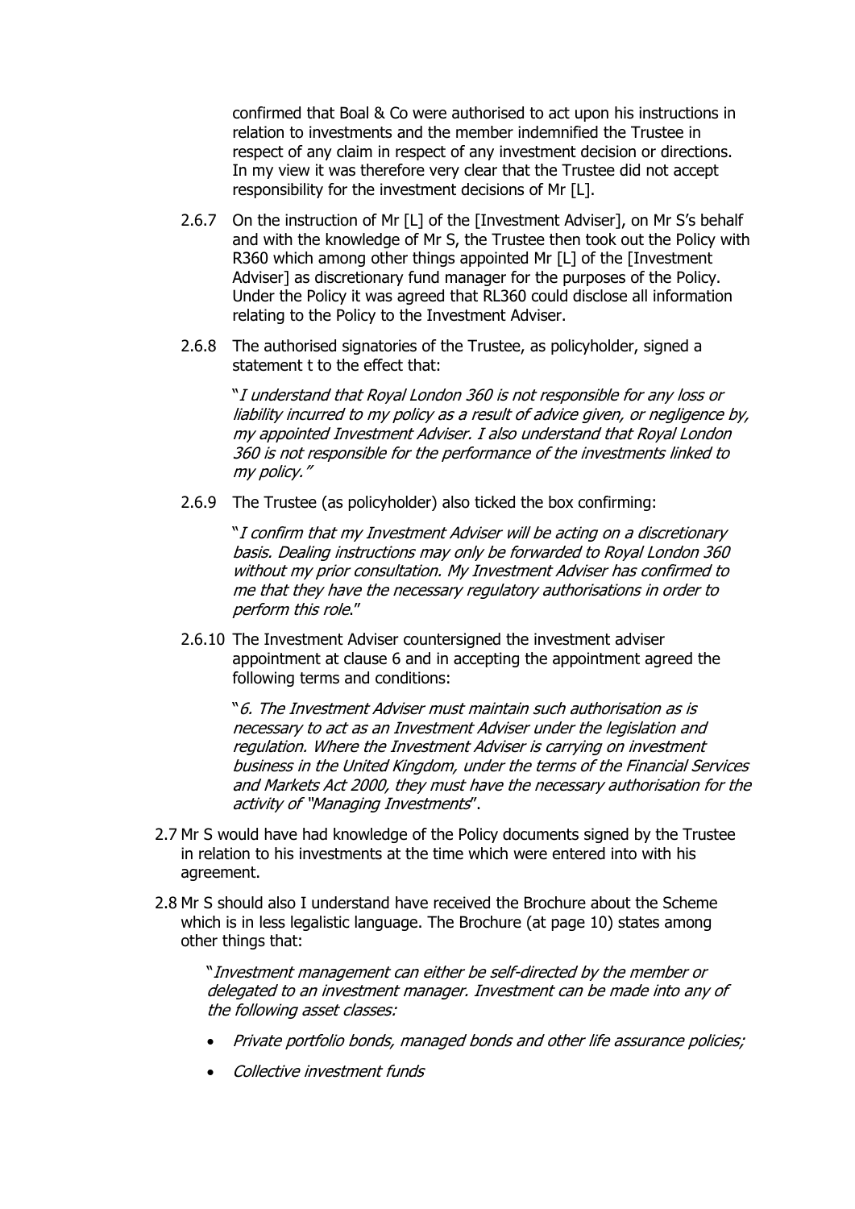confirmed that Boal & Co were authorised to act upon his instructions in relation to investments and the member indemnified the Trustee in respect of any claim in respect of any investment decision or directions. In my view it was therefore very clear that the Trustee did not accept responsibility for the investment decisions of Mr [L].

2.6.7 On the instruction of Mr [L] of the [Investment Adviser], on Mr S's behalf and with the knowledge of Mr S, the Trustee then took out the Policy with R360 which among other things appointed Mr [L] of the [Investment Adviser] as discretionary fund manager for the purposes of the Policy. Under the Policy it was agreed that RL360 could disclose all information relating to the Policy to the Investment Adviser.

2.6.8 The authorised signatories of the Trustee, as policyholder, signed a statement t to the effect that:

> "*I understand that Royal London 360 is not responsible for any loss or liability incurred to my policy as a result of advice given, or negligence by, my appointed Investment Adviser. I also understand that Royal London 360 is not responsible for the performance of the investments linked to my policy.*"

2.6.9 The Trustee (as policyholder) also ticked the box confirming:

> "*I confirm that my Investment Adviser will be acting on a discretionary basis. Dealing instructions may only be forwarded to Royal London 360 without my prior consultation. My Investment Adviser has confirmed to me that they have the necessary regulatory authorisations in order to perform this role*."

2.6.10 The Investment Adviser countersigned the investment adviser appointment at clause 6 and in accepting the appointment agreed the following terms and conditions:

> "*6. The Investment Adviser must maintain such authorisation as is necessary to act as an Investment Adviser under the legislation and regulation. Where the Investment Adviser is carrying on investment business in the United Kingdom, under the terms of the Financial Services and Markets Act 2000, they must have the necessary authorisation for the activity of "Managing Investments*".

2.7 Mr S would have had knowledge of the Policy documents signed by the Trustee in relation to his investments at the time which were entered into with his agreement.

2.8 Mr S should also I understand have received the Brochure about the Scheme which is in less legalistic language. The Brochure (at page 10) states among other things that:

> "*Investment management can either be self-directed by the member or delegated to an investment manager. Investment can be made into any of the following asset classes:*
>
> - *Private portfolio bonds, managed bonds and other life assurance policies;*
> - *Collective investment funds*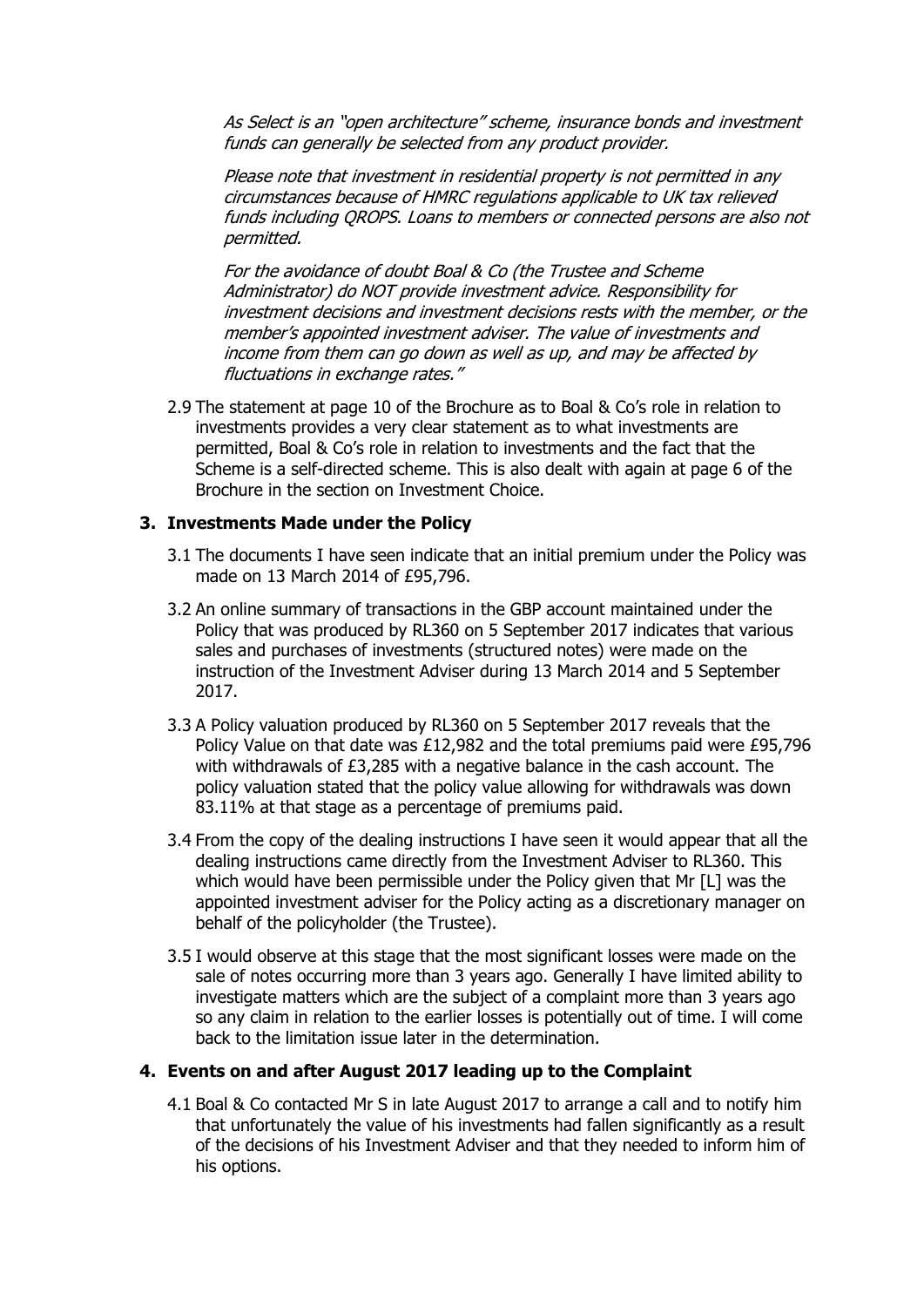*As Select is an "open architecture" scheme, insurance bonds and investment funds can generally be selected from any product provider.*

*Please note that investment in residential property is not permitted in any circumstances because of HMRC regulations applicable to UK tax relieved funds including QROPS. Loans to members or connected persons are also not permitted.*

*For the avoidance of doubt Boal & Co (the Trustee and Scheme Administrator) do NOT provide investment advice. Responsibility for investment decisions and investment decisions rests with the member, or the member's appointed investment adviser. The value of investments and income from them can go down as well as up, and may be affected by fluctuations in exchange rates."*

2.9 The statement at page 10 of the Brochure as to Boal & Co's role in relation to investments provides a very clear statement as to what investments are permitted, Boal & Co's role in relation to investments and the fact that the Scheme is a self-directed scheme. This is also dealt with again at page 6 of the Brochure in the section on Investment Choice.

## 3. Investments Made under the Policy

3.1 The documents I have seen indicate that an initial premium under the Policy was made on 13 March 2014 of £95,796.

3.2 An online summary of transactions in the GBP account maintained under the Policy that was produced by RL360 on 5 September 2017 indicates that various sales and purchases of investments (structured notes) were made on the instruction of the Investment Adviser during 13 March 2014 and 5 September 2017.

3.3 A Policy valuation produced by RL360 on 5 September 2017 reveals that the Policy Value on that date was £12,982 and the total premiums paid were £95,796 with withdrawals of £3,285 with a negative balance in the cash account. The policy valuation stated that the policy value allowing for withdrawals was down 83.11% at that stage as a percentage of premiums paid.

3.4 From the copy of the dealing instructions I have seen it would appear that all the dealing instructions came directly from the Investment Adviser to RL360. This which would have been permissible under the Policy given that Mr [L] was the appointed investment adviser for the Policy acting as a discretionary manager on behalf of the policyholder (the Trustee).

3.5 I would observe at this stage that the most significant losses were made on the sale of notes occurring more than 3 years ago. Generally I have limited ability to investigate matters which are the subject of a complaint more than 3 years ago so any claim in relation to the earlier losses is potentially out of time. I will come back to the limitation issue later in the determination.

## 4. Events on and after August 2017 leading up to the Complaint

4.1 Boal & Co contacted Mr S in late August 2017 to arrange a call and to notify him that unfortunately the value of his investments had fallen significantly as a result of the decisions of his Investment Adviser and that they needed to inform him of his options.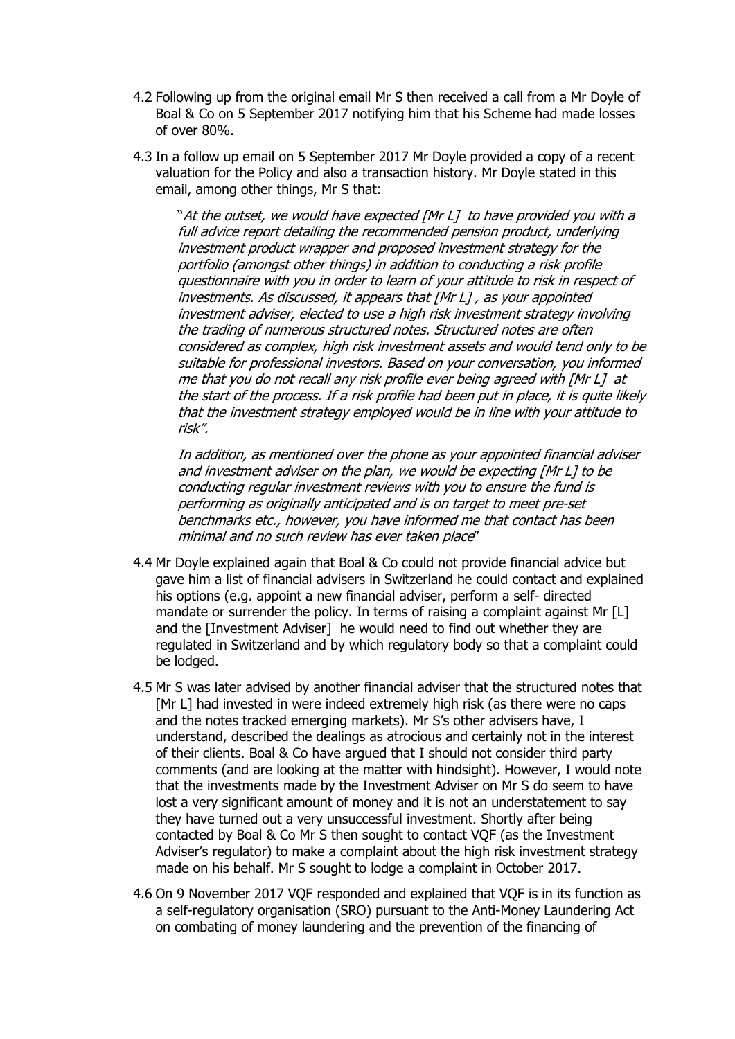4.2 Following up from the original email Mr S then received a call from a Mr Doyle of Boal & Co on 5 September 2017 notifying him that his Scheme had made losses of over 80%.

4.3 In a follow up email on 5 September 2017 Mr Doyle provided a copy of a recent valuation for the Policy and also a transaction history. Mr Doyle stated in this email, among other things, Mr S that:

> "*At the outset, we would have expected [Mr L] to have provided you with a full advice report detailing the recommended pension product, underlying investment product wrapper and proposed investment strategy for the portfolio (amongst other things) in addition to conducting a risk profile questionnaire with you in order to learn of your attitude to risk in respect of investments. As discussed, it appears that [Mr L] , as your appointed investment adviser, elected to use a high risk investment strategy involving the trading of numerous structured notes. Structured notes are often considered as complex, high risk investment assets and would tend only to be suitable for professional investors. Based on your conversation, you informed me that you do not recall any risk profile ever being agreed with [Mr L] at the start of the process. If a risk profile had been put in place, it is quite likely that the investment strategy employed would be in line with your attitude to risk".*
>
> *In addition, as mentioned over the phone as your appointed financial adviser and investment adviser on the plan, we would be expecting [Mr L] to be conducting regular investment reviews with you to ensure the fund is performing as originally anticipated and is on target to meet pre-set benchmarks etc., however, you have informed me that contact has been minimal and no such review has ever taken place*"

4.4 Mr Doyle explained again that Boal & Co could not provide financial advice but gave him a list of financial advisers in Switzerland he could contact and explained his options (e.g. appoint a new financial adviser, perform a self- directed mandate or surrender the policy. In terms of raising a complaint against Mr [L] and the [Investment Adviser] he would need to find out whether they are regulated in Switzerland and by which regulatory body so that a complaint could be lodged.

4.5 Mr S was later advised by another financial adviser that the structured notes that [Mr L] had invested in were indeed extremely high risk (as there were no caps and the notes tracked emerging markets). Mr S's other advisers have, I understand, described the dealings as atrocious and certainly not in the interest of their clients. Boal & Co have argued that I should not consider third party comments (and are looking at the matter with hindsight). However, I would note that the investments made by the Investment Adviser on Mr S do seem to have lost a very significant amount of money and it is not an understatement to say they have turned out a very unsuccessful investment. Shortly after being contacted by Boal & Co Mr S then sought to contact VQF (as the Investment Adviser's regulator) to make a complaint about the high risk investment strategy made on his behalf. Mr S sought to lodge a complaint in October 2017.

4.6 On 9 November 2017 VQF responded and explained that VQF is in its function as a self-regulatory organisation (SRO) pursuant to the Anti-Money Laundering Act on combating of money laundering and the prevention of the financing of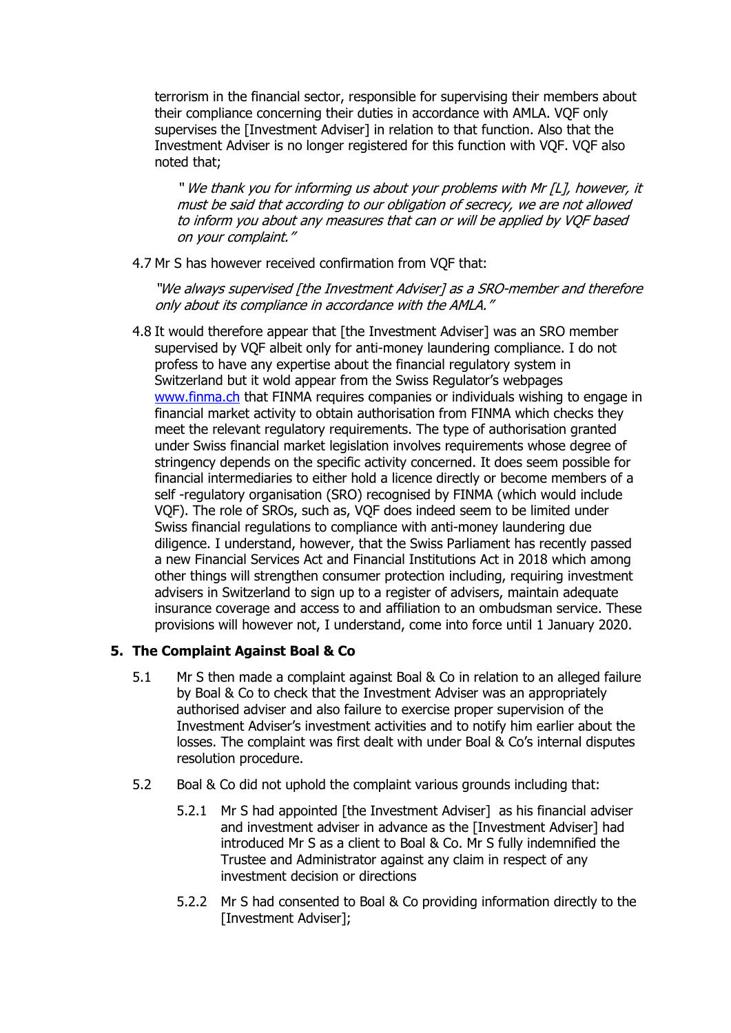terrorism in the financial sector, responsible for supervising their members about their compliance concerning their duties in accordance with AMLA. VQF only supervises the [Investment Adviser] in relation to that function. Also that the Investment Adviser is no longer registered for this function with VQF. VQF also noted that;

> *" We thank you for informing us about your problems with Mr [L], however, it must be said that according to our obligation of secrecy, we are not allowed to inform you about any measures that can or will be applied by VQF based on your complaint."*

4.7 Mr S has however received confirmation from VQF that:

> *"We always supervised [the Investment Adviser] as a SRO-member and therefore only about its compliance in accordance with the AMLA."*

4.8 It would therefore appear that [the Investment Adviser] was an SRO member supervised by VQF albeit only for anti-money laundering compliance. I do not profess to have any expertise about the financial regulatory system in Switzerland but it wold appear from the Swiss Regulator's webpages www.finma.ch that FINMA requires companies or individuals wishing to engage in financial market activity to obtain authorisation from FINMA which checks they meet the relevant regulatory requirements. The type of authorisation granted under Swiss financial market legislation involves requirements whose degree of stringency depends on the specific activity concerned. It does seem possible for financial intermediaries to either hold a licence directly or become members of a self -regulatory organisation (SRO) recognised by FINMA (which would include VQF). The role of SROs, such as, VQF does indeed seem to be limited under Swiss financial regulations to compliance with anti-money laundering due diligence. I understand, however, that the Swiss Parliament has recently passed a new Financial Services Act and Financial Institutions Act in 2018 which among other things will strengthen consumer protection including, requiring investment advisers in Switzerland to sign up to a register of advisers, maintain adequate insurance coverage and access to and affiliation to an ombudsman service. These provisions will however not, I understand, come into force until 1 January 2020.

## 5. The Complaint Against Boal & Co

5.1 Mr S then made a complaint against Boal & Co in relation to an alleged failure by Boal & Co to check that the Investment Adviser was an appropriately authorised adviser and also failure to exercise proper supervision of the Investment Adviser's investment activities and to notify him earlier about the losses. The complaint was first dealt with under Boal & Co's internal disputes resolution procedure.

5.2 Boal & Co did not uphold the complaint various grounds including that:

5.2.1 Mr S had appointed [the Investment Adviser] as his financial adviser and investment adviser in advance as the [Investment Adviser] had introduced Mr S as a client to Boal & Co. Mr S fully indemnified the Trustee and Administrator against any claim in respect of any investment decision or directions

5.2.2 Mr S had consented to Boal & Co providing information directly to the [Investment Adviser];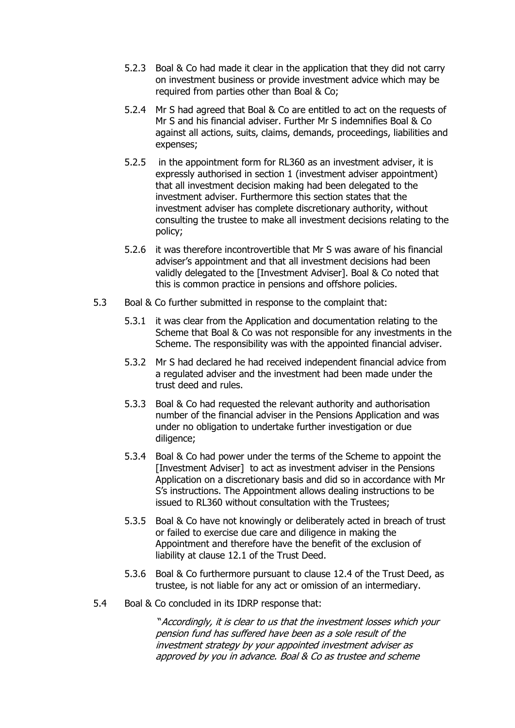5.2.3 Boal & Co had made it clear in the application that they did not carry on investment business or provide investment advice which may be required from parties other than Boal & Co;

5.2.4 Mr S had agreed that Boal & Co are entitled to act on the requests of Mr S and his financial adviser. Further Mr S indemnifies Boal & Co against all actions, suits, claims, demands, proceedings, liabilities and expenses;

5.2.5 in the appointment form for RL360 as an investment adviser, it is expressly authorised in section 1 (investment adviser appointment) that all investment decision making had been delegated to the investment adviser. Furthermore this section states that the investment adviser has complete discretionary authority, without consulting the trustee to make all investment decisions relating to the policy;

5.2.6 it was therefore incontrovertible that Mr S was aware of his financial adviser's appointment and that all investment decisions had been validly delegated to the [Investment Adviser]. Boal & Co noted that this is common practice in pensions and offshore policies.

5.3 Boal & Co further submitted in response to the complaint that:

5.3.1 it was clear from the Application and documentation relating to the Scheme that Boal & Co was not responsible for any investments in the Scheme. The responsibility was with the appointed financial adviser.

5.3.2 Mr S had declared he had received independent financial advice from a regulated adviser and the investment had been made under the trust deed and rules.

5.3.3 Boal & Co had requested the relevant authority and authorisation number of the financial adviser in the Pensions Application and was under no obligation to undertake further investigation or due diligence;

5.3.4 Boal & Co had power under the terms of the Scheme to appoint the [Investment Adviser] to act as investment adviser in the Pensions Application on a discretionary basis and did so in accordance with Mr S's instructions. The Appointment allows dealing instructions to be issued to RL360 without consultation with the Trustees;

5.3.5 Boal & Co have not knowingly or deliberately acted in breach of trust or failed to exercise due care and diligence in making the Appointment and therefore have the benefit of the exclusion of liability at clause 12.1 of the Trust Deed.

5.3.6 Boal & Co furthermore pursuant to clause 12.4 of the Trust Deed, as trustee, is not liable for any act or omission of an intermediary.

5.4 Boal & Co concluded in its IDRP response that:

> *"Accordingly, it is clear to us that the investment losses which your pension fund has suffered have been as a sole result of the investment strategy by your appointed investment adviser as approved by you in advance. Boal & Co as trustee and scheme*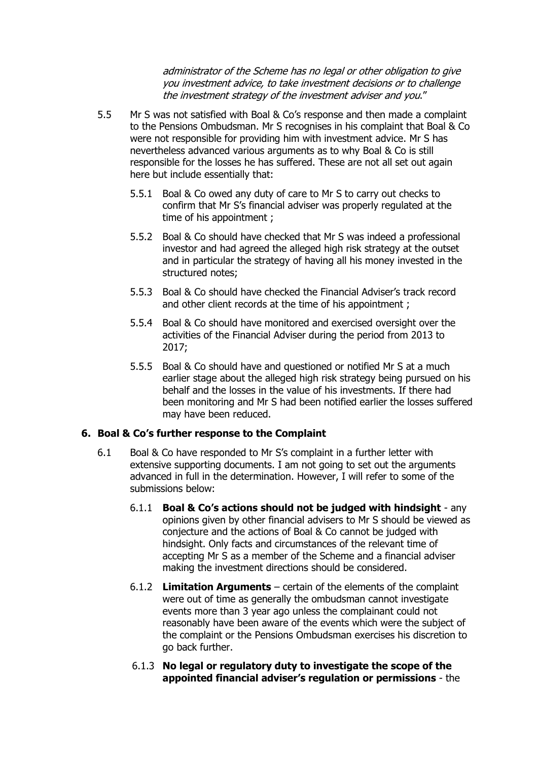*administrator of the Scheme has no legal or other obligation to give you investment advice, to take investment decisions or to challenge the investment strategy of the investment adviser and you."*

5.5 Mr S was not satisfied with Boal & Co's response and then made a complaint to the Pensions Ombudsman. Mr S recognises in his complaint that Boal & Co were not responsible for providing him with investment advice. Mr S has nevertheless advanced various arguments as to why Boal & Co is still responsible for the losses he has suffered. These are not all set out again here but include essentially that:

5.5.1 Boal & Co owed any duty of care to Mr S to carry out checks to confirm that Mr S's financial adviser was properly regulated at the time of his appointment ;

5.5.2 Boal & Co should have checked that Mr S was indeed a professional investor and had agreed the alleged high risk strategy at the outset and in particular the strategy of having all his money invested in the structured notes;

5.5.3 Boal & Co should have checked the Financial Adviser's track record and other client records at the time of his appointment ;

5.5.4 Boal & Co should have monitored and exercised oversight over the activities of the Financial Adviser during the period from 2013 to 2017;

5.5.5 Boal & Co should have and questioned or notified Mr S at a much earlier stage about the alleged high risk strategy being pursued on his behalf and the losses in the value of his investments. If there had been monitoring and Mr S had been notified earlier the losses suffered may have been reduced.

## 6. Boal & Co's further response to the Complaint

6.1 Boal & Co have responded to Mr S's complaint in a further letter with extensive supporting documents. I am not going to set out the arguments advanced in full in the determination. However, I will refer to some of the submissions below:

6.1.1 **Boal & Co's actions should not be judged with hindsight** - any opinions given by other financial advisers to Mr S should be viewed as conjecture and the actions of Boal & Co cannot be judged with hindsight. Only facts and circumstances of the relevant time of accepting Mr S as a member of the Scheme and a financial adviser making the investment directions should be considered.

6.1.2 **Limitation Arguments** – certain of the elements of the complaint were out of time as generally the ombudsman cannot investigate events more than 3 year ago unless the complainant could not reasonably have been aware of the events which were the subject of the complaint or the Pensions Ombudsman exercises his discretion to go back further.

6.1.3 **No legal or regulatory duty to investigate the scope of the appointed financial adviser's regulation or permissions** - the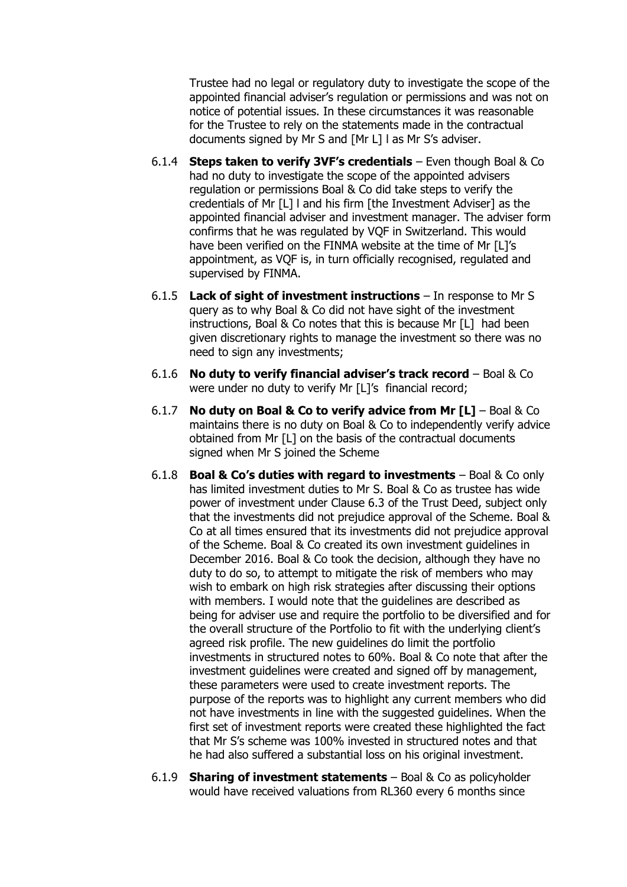Trustee had no legal or regulatory duty to investigate the scope of the appointed financial adviser's regulation or permissions and was not on notice of potential issues. In these circumstances it was reasonable for the Trustee to rely on the statements made in the contractual documents signed by Mr S and [Mr L] l as Mr S's adviser.

6.1.4 **Steps taken to verify 3VF's credentials** – Even though Boal & Co had no duty to investigate the scope of the appointed advisers regulation or permissions Boal & Co did take steps to verify the credentials of Mr [L] l and his firm [the Investment Adviser] as the appointed financial adviser and investment manager. The adviser form confirms that he was regulated by VQF in Switzerland. This would have been verified on the FINMA website at the time of Mr [L]'s appointment, as VQF is, in turn officially recognised, regulated and supervised by FINMA.

6.1.5 **Lack of sight of investment instructions** – In response to Mr S query as to why Boal & Co did not have sight of the investment instructions, Boal & Co notes that this is because Mr [L] had been given discretionary rights to manage the investment so there was no need to sign any investments;

6.1.6 **No duty to verify financial adviser's track record** – Boal & Co were under no duty to verify Mr [L]'s financial record;

6.1.7 **No duty on Boal & Co to verify advice from Mr [L]** – Boal & Co maintains there is no duty on Boal & Co to independently verify advice obtained from Mr [L] on the basis of the contractual documents signed when Mr S joined the Scheme

6.1.8 **Boal & Co's duties with regard to investments** – Boal & Co only has limited investment duties to Mr S. Boal & Co as trustee has wide power of investment under Clause 6.3 of the Trust Deed, subject only that the investments did not prejudice approval of the Scheme. Boal & Co at all times ensured that its investments did not prejudice approval of the Scheme. Boal & Co created its own investment guidelines in December 2016. Boal & Co took the decision, although they have no duty to do so, to attempt to mitigate the risk of members who may wish to embark on high risk strategies after discussing their options with members. I would note that the guidelines are described as being for adviser use and require the portfolio to be diversified and for the overall structure of the Portfolio to fit with the underlying client's agreed risk profile. The new guidelines do limit the portfolio investments in structured notes to 60%. Boal & Co note that after the investment guidelines were created and signed off by management, these parameters were used to create investment reports. The purpose of the reports was to highlight any current members who did not have investments in line with the suggested guidelines. When the first set of investment reports were created these highlighted the fact that Mr S's scheme was 100% invested in structured notes and that he had also suffered a substantial loss on his original investment.

6.1.9 **Sharing of investment statements** – Boal & Co as policyholder would have received valuations from RL360 every 6 months since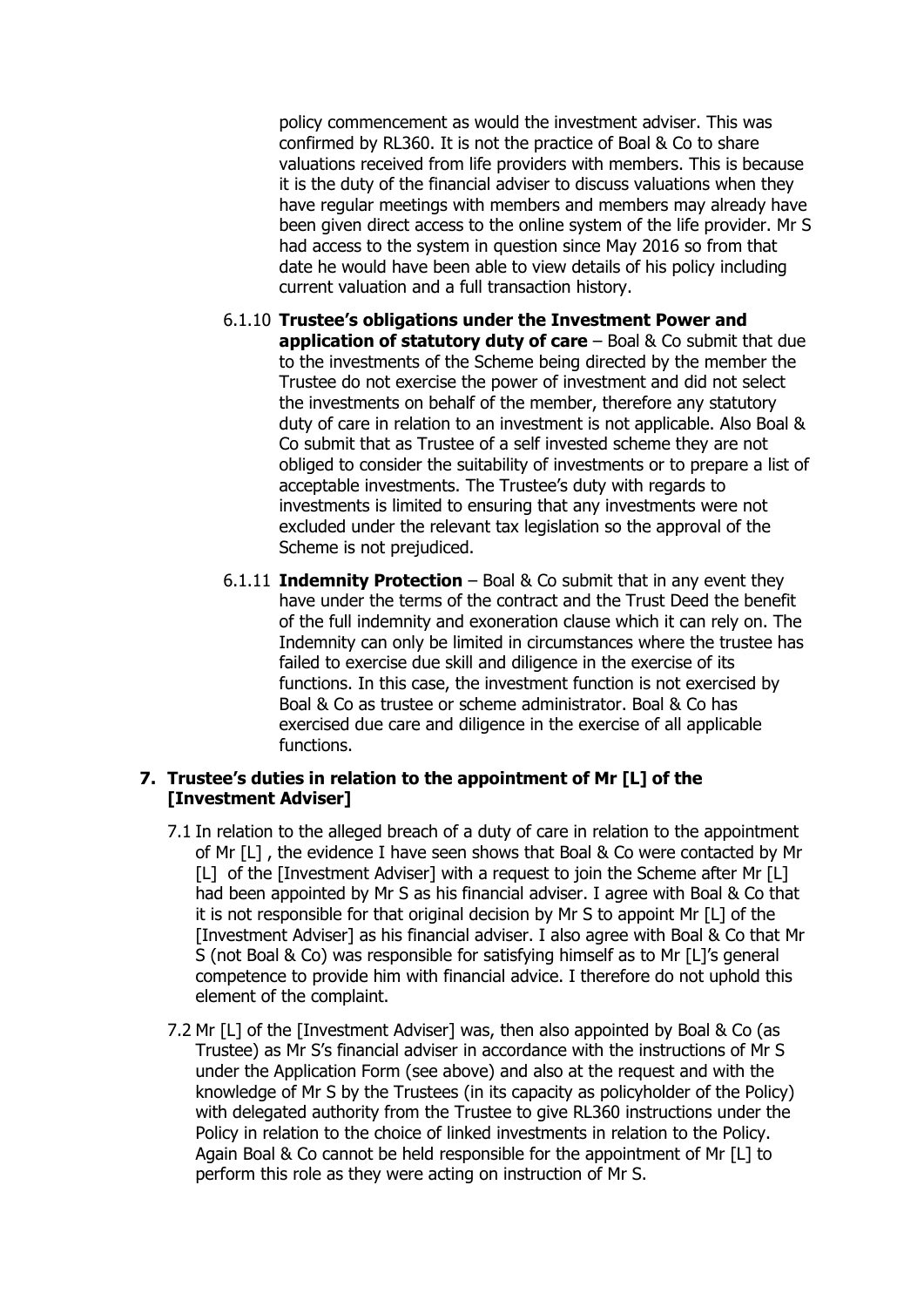policy commencement as would the investment adviser. This was confirmed by RL360. It is not the practice of Boal & Co to share valuations received from life providers with members. This is because it is the duty of the financial adviser to discuss valuations when they have regular meetings with members and members may already have been given direct access to the online system of the life provider. Mr S had access to the system in question since May 2016 so from that date he would have been able to view details of his policy including current valuation and a full transaction history.

6.1.10 **Trustee's obligations under the Investment Power and application of statutory duty of care** – Boal & Co submit that due to the investments of the Scheme being directed by the member the Trustee do not exercise the power of investment and did not select the investments on behalf of the member, therefore any statutory duty of care in relation to an investment is not applicable. Also Boal & Co submit that as Trustee of a self invested scheme they are not obliged to consider the suitability of investments or to prepare a list of acceptable investments. The Trustee's duty with regards to investments is limited to ensuring that any investments were not excluded under the relevant tax legislation so the approval of the Scheme is not prejudiced.

6.1.11 **Indemnity Protection** – Boal & Co submit that in any event they have under the terms of the contract and the Trust Deed the benefit of the full indemnity and exoneration clause which it can rely on. The Indemnity can only be limited in circumstances where the trustee has failed to exercise due skill and diligence in the exercise of its functions. In this case, the investment function is not exercised by Boal & Co as trustee or scheme administrator. Boal & Co has exercised due care and diligence in the exercise of all applicable functions.

## 7. Trustee's duties in relation to the appointment of Mr [L] of the [Investment Adviser]

7.1 In relation to the alleged breach of a duty of care in relation to the appointment of Mr [L] , the evidence I have seen shows that Boal & Co were contacted by Mr [L] of the [Investment Adviser] with a request to join the Scheme after Mr [L] had been appointed by Mr S as his financial adviser. I agree with Boal & Co that it is not responsible for that original decision by Mr S to appoint Mr [L] of the [Investment Adviser] as his financial adviser. I also agree with Boal & Co that Mr S (not Boal & Co) was responsible for satisfying himself as to Mr [L]'s general competence to provide him with financial advice. I therefore do not uphold this element of the complaint.

7.2 Mr [L] of the [Investment Adviser] was, then also appointed by Boal & Co (as Trustee) as Mr S's financial adviser in accordance with the instructions of Mr S under the Application Form (see above) and also at the request and with the knowledge of Mr S by the Trustees (in its capacity as policyholder of the Policy) with delegated authority from the Trustee to give RL360 instructions under the Policy in relation to the choice of linked investments in relation to the Policy. Again Boal & Co cannot be held responsible for the appointment of Mr [L] to perform this role as they were acting on instruction of Mr S.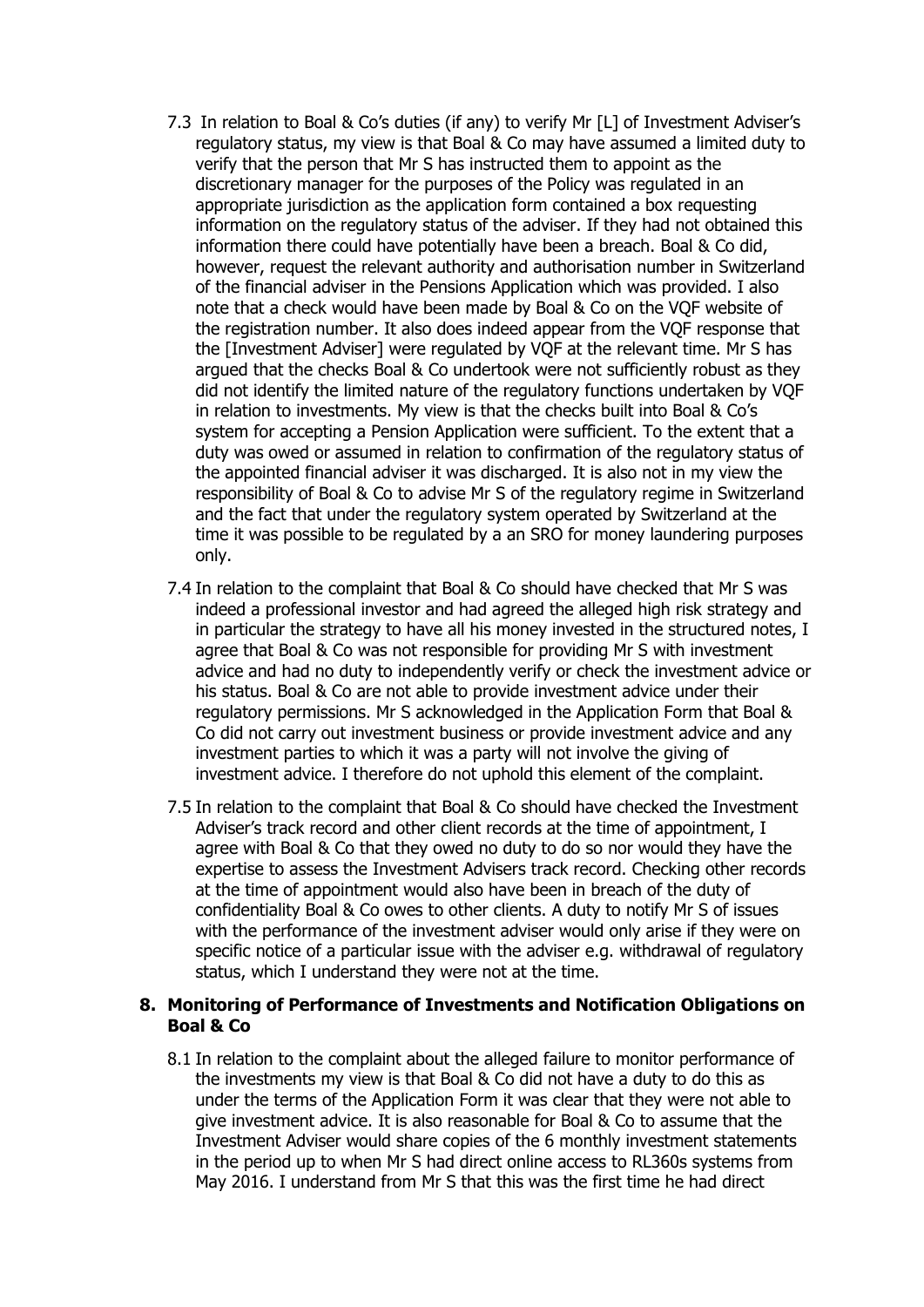7.3 In relation to Boal & Co's duties (if any) to verify Mr [L] of Investment Adviser's regulatory status, my view is that Boal & Co may have assumed a limited duty to verify that the person that Mr S has instructed them to appoint as the discretionary manager for the purposes of the Policy was regulated in an appropriate jurisdiction as the application form contained a box requesting information on the regulatory status of the adviser. If they had not obtained this information there could have potentially have been a breach. Boal & Co did, however, request the relevant authority and authorisation number in Switzerland of the financial adviser in the Pensions Application which was provided. I also note that a check would have been made by Boal & Co on the VQF website of the registration number. It also does indeed appear from the VQF response that the [Investment Adviser] were regulated by VQF at the relevant time. Mr S has argued that the checks Boal & Co undertook were not sufficiently robust as they did not identify the limited nature of the regulatory functions undertaken by VQF in relation to investments. My view is that the checks built into Boal & Co's system for accepting a Pension Application were sufficient. To the extent that a duty was owed or assumed in relation to confirmation of the regulatory status of the appointed financial adviser it was discharged. It is also not in my view the responsibility of Boal & Co to advise Mr S of the regulatory regime in Switzerland and the fact that under the regulatory system operated by Switzerland at the time it was possible to be regulated by a an SRO for money laundering purposes only.

7.4 In relation to the complaint that Boal & Co should have checked that Mr S was indeed a professional investor and had agreed the alleged high risk strategy and in particular the strategy to have all his money invested in the structured notes, I agree that Boal & Co was not responsible for providing Mr S with investment advice and had no duty to independently verify or check the investment advice or his status. Boal & Co are not able to provide investment advice under their regulatory permissions. Mr S acknowledged in the Application Form that Boal & Co did not carry out investment business or provide investment advice and any investment parties to which it was a party will not involve the giving of investment advice. I therefore do not uphold this element of the complaint.

7.5 In relation to the complaint that Boal & Co should have checked the Investment Adviser's track record and other client records at the time of appointment, I agree with Boal & Co that they owed no duty to do so nor would they have the expertise to assess the Investment Advisers track record. Checking other records at the time of appointment would also have been in breach of the duty of confidentiality Boal & Co owes to other clients. A duty to notify Mr S of issues with the performance of the investment adviser would only arise if they were on specific notice of a particular issue with the adviser e.g. withdrawal of regulatory status, which I understand they were not at the time.

## 8. Monitoring of Performance of Investments and Notification Obligations on Boal & Co

8.1 In relation to the complaint about the alleged failure to monitor performance of the investments my view is that Boal & Co did not have a duty to do this as under the terms of the Application Form it was clear that they were not able to give investment advice. It is also reasonable for Boal & Co to assume that the Investment Adviser would share copies of the 6 monthly investment statements in the period up to when Mr S had direct online access to RL360s systems from May 2016. I understand from Mr S that this was the first time he had direct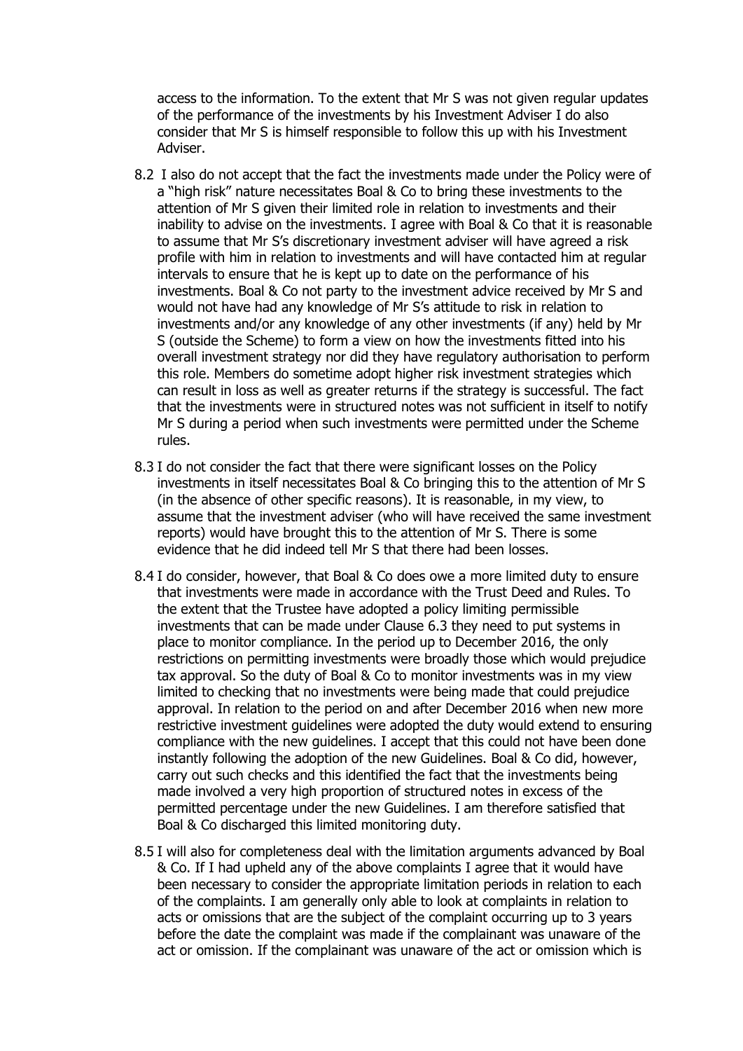access to the information. To the extent that Mr S was not given regular updates of the performance of the investments by his Investment Adviser I do also consider that Mr S is himself responsible to follow this up with his Investment Adviser.

8.2 I also do not accept that the fact the investments made under the Policy were of a "high risk" nature necessitates Boal & Co to bring these investments to the attention of Mr S given their limited role in relation to investments and their inability to advise on the investments. I agree with Boal & Co that it is reasonable to assume that Mr S's discretionary investment adviser will have agreed a risk profile with him in relation to investments and will have contacted him at regular intervals to ensure that he is kept up to date on the performance of his investments. Boal & Co not party to the investment advice received by Mr S and would not have had any knowledge of Mr S's attitude to risk in relation to investments and/or any knowledge of any other investments (if any) held by Mr S (outside the Scheme) to form a view on how the investments fitted into his overall investment strategy nor did they have regulatory authorisation to perform this role. Members do sometime adopt higher risk investment strategies which can result in loss as well as greater returns if the strategy is successful. The fact that the investments were in structured notes was not sufficient in itself to notify Mr S during a period when such investments were permitted under the Scheme rules.

8.3 I do not consider the fact that there were significant losses on the Policy investments in itself necessitates Boal & Co bringing this to the attention of Mr S (in the absence of other specific reasons). It is reasonable, in my view, to assume that the investment adviser (who will have received the same investment reports) would have brought this to the attention of Mr S. There is some evidence that he did indeed tell Mr S that there had been losses.

8.4 I do consider, however, that Boal & Co does owe a more limited duty to ensure that investments were made in accordance with the Trust Deed and Rules. To the extent that the Trustee have adopted a policy limiting permissible investments that can be made under Clause 6.3 they need to put systems in place to monitor compliance. In the period up to December 2016, the only restrictions on permitting investments were broadly those which would prejudice tax approval. So the duty of Boal & Co to monitor investments was in my view limited to checking that no investments were being made that could prejudice approval. In relation to the period on and after December 2016 when new more restrictive investment guidelines were adopted the duty would extend to ensuring compliance with the new guidelines. I accept that this could not have been done instantly following the adoption of the new Guidelines. Boal & Co did, however, carry out such checks and this identified the fact that the investments being made involved a very high proportion of structured notes in excess of the permitted percentage under the new Guidelines. I am therefore satisfied that Boal & Co discharged this limited monitoring duty.

8.5 I will also for completeness deal with the limitation arguments advanced by Boal & Co. If I had upheld any of the above complaints I agree that it would have been necessary to consider the appropriate limitation periods in relation to each of the complaints. I am generally only able to look at complaints in relation to acts or omissions that are the subject of the complaint occurring up to 3 years before the date the complaint was made if the complainant was unaware of the act or omission. If the complainant was unaware of the act or omission which is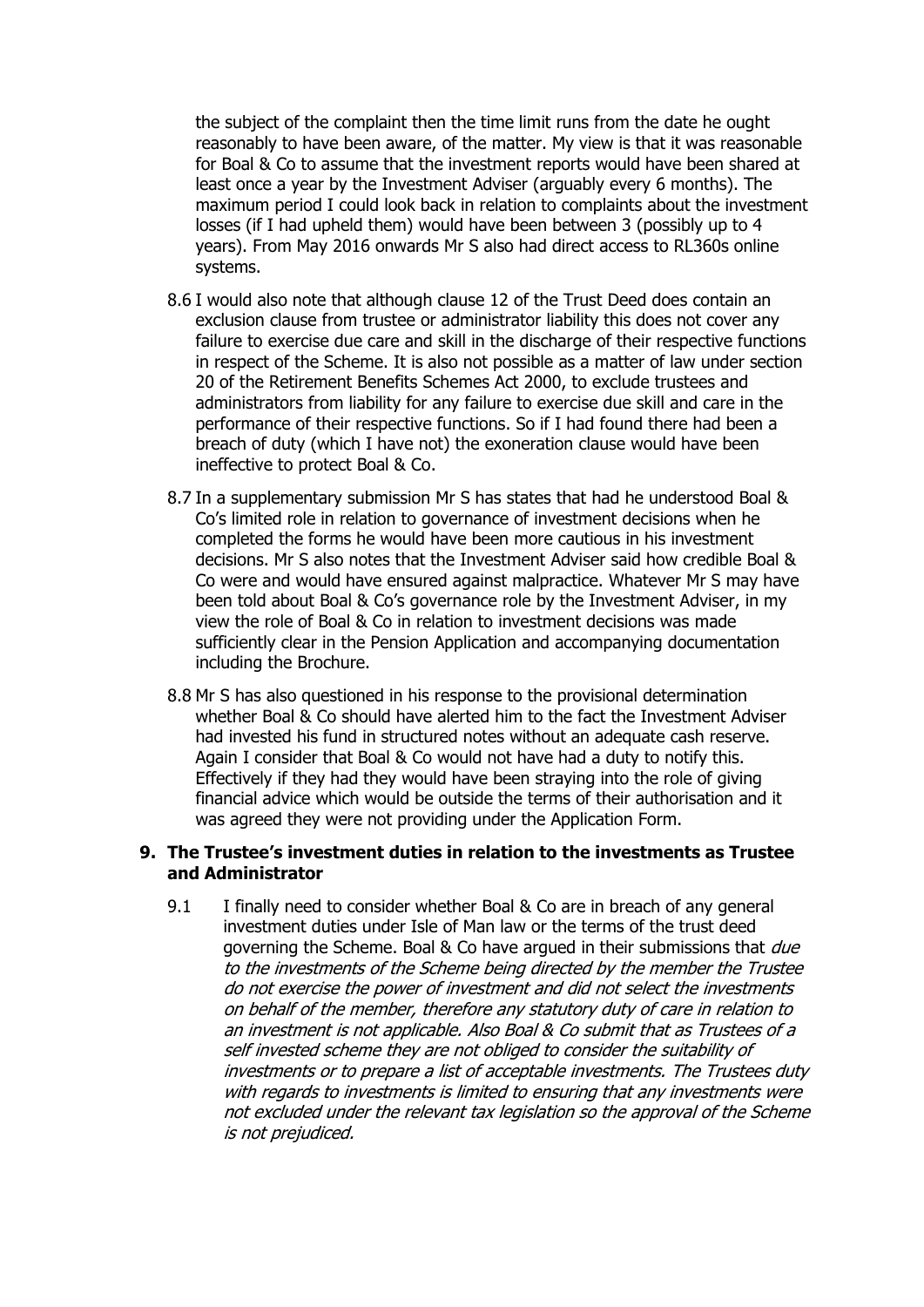the subject of the complaint then the time limit runs from the date he ought reasonably to have been aware, of the matter. My view is that it was reasonable for Boal & Co to assume that the investment reports would have been shared at least once a year by the Investment Adviser (arguably every 6 months). The maximum period I could look back in relation to complaints about the investment losses (if I had upheld them) would have been between 3 (possibly up to 4 years). From May 2016 onwards Mr S also had direct access to RL360s online systems.

8.6 I would also note that although clause 12 of the Trust Deed does contain an exclusion clause from trustee or administrator liability this does not cover any failure to exercise due care and skill in the discharge of their respective functions in respect of the Scheme. It is also not possible as a matter of law under section 20 of the Retirement Benefits Schemes Act 2000, to exclude trustees and administrators from liability for any failure to exercise due skill and care in the performance of their respective functions. So if I had found there had been a breach of duty (which I have not) the exoneration clause would have been ineffective to protect Boal & Co.

8.7 In a supplementary submission Mr S has states that had he understood Boal & Co's limited role in relation to governance of investment decisions when he completed the forms he would have been more cautious in his investment decisions. Mr S also notes that the Investment Adviser said how credible Boal & Co were and would have ensured against malpractice. Whatever Mr S may have been told about Boal & Co's governance role by the Investment Adviser, in my view the role of Boal & Co in relation to investment decisions was made sufficiently clear in the Pension Application and accompanying documentation including the Brochure.

8.8 Mr S has also questioned in his response to the provisional determination whether Boal & Co should have alerted him to the fact the Investment Adviser had invested his fund in structured notes without an adequate cash reserve. Again I consider that Boal & Co would not have had a duty to notify this. Effectively if they had they would have been straying into the role of giving financial advice which would be outside the terms of their authorisation and it was agreed they were not providing under the Application Form.

## 9. The Trustee's investment duties in relation to the investments as Trustee and Administrator

9.1 I finally need to consider whether Boal & Co are in breach of any general investment duties under Isle of Man law or the terms of the trust deed governing the Scheme. Boal & Co have argued in their submissions that *due to the investments of the Scheme being directed by the member the Trustee do not exercise the power of investment and did not select the investments on behalf of the member, therefore any statutory duty of care in relation to an investment is not applicable. Also Boal & Co submit that as Trustees of a self invested scheme they are not obliged to consider the suitability of investments or to prepare a list of acceptable investments. The Trustees duty with regards to investments is limited to ensuring that any investments were not excluded under the relevant tax legislation so the approval of the Scheme is not prejudiced.*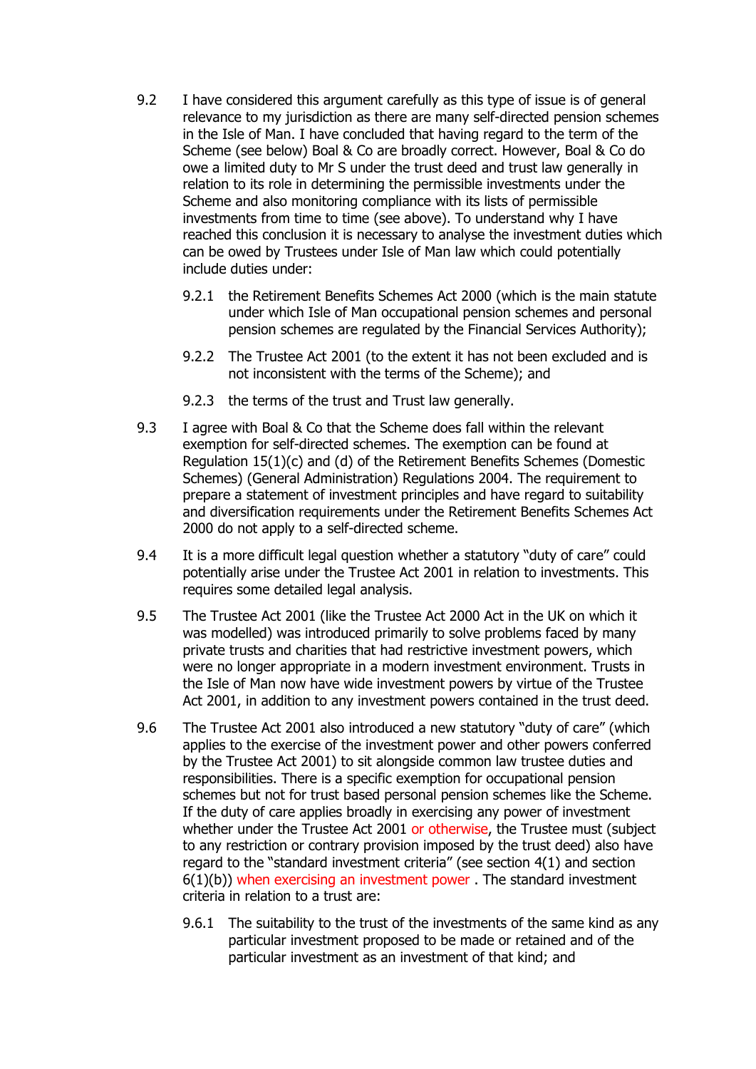9.2 I have considered this argument carefully as this type of issue is of general relevance to my jurisdiction as there are many self-directed pension schemes in the Isle of Man. I have concluded that having regard to the term of the Scheme (see below) Boal & Co are broadly correct. However, Boal & Co do owe a limited duty to Mr S under the trust deed and trust law generally in relation to its role in determining the permissible investments under the Scheme and also monitoring compliance with its lists of permissible investments from time to time (see above). To understand why I have reached this conclusion it is necessary to analyse the investment duties which can be owed by Trustees under Isle of Man law which could potentially include duties under:

- 9.2.1 the Retirement Benefits Schemes Act 2000 (which is the main statute under which Isle of Man occupational pension schemes and personal pension schemes are regulated by the Financial Services Authority);
- 9.2.2 The Trustee Act 2001 (to the extent it has not been excluded and is not inconsistent with the terms of the Scheme); and
- 9.2.3 the terms of the trust and Trust law generally.

9.3 I agree with Boal & Co that the Scheme does fall within the relevant exemption for self-directed schemes. The exemption can be found at Regulation 15(1)(c) and (d) of the Retirement Benefits Schemes (Domestic Schemes) (General Administration) Regulations 2004. The requirement to prepare a statement of investment principles and have regard to suitability and diversification requirements under the Retirement Benefits Schemes Act 2000 do not apply to a self-directed scheme.

9.4 It is a more difficult legal question whether a statutory "duty of care" could potentially arise under the Trustee Act 2001 in relation to investments. This requires some detailed legal analysis.

9.5 The Trustee Act 2001 (like the Trustee Act 2000 Act in the UK on which it was modelled) was introduced primarily to solve problems faced by many private trusts and charities that had restrictive investment powers, which were no longer appropriate in a modern investment environment. Trusts in the Isle of Man now have wide investment powers by virtue of the Trustee Act 2001, in addition to any investment powers contained in the trust deed.

9.6 The Trustee Act 2001 also introduced a new statutory "duty of care" (which applies to the exercise of the investment power and other powers conferred by the Trustee Act 2001) to sit alongside common law trustee duties and responsibilities. There is a specific exemption for occupational pension schemes but not for trust based personal pension schemes like the Scheme. If the duty of care applies broadly in exercising any power of investment whether under the Trustee Act 2001 or otherwise, the Trustee must (subject to any restriction or contrary provision imposed by the trust deed) also have regard to the "standard investment criteria" (see section 4(1) and section 6(1)(b)) when exercising an investment power . The standard investment criteria in relation to a trust are:

- 9.6.1 The suitability to the trust of the investments of the same kind as any particular investment proposed to be made or retained and of the particular investment as an investment of that kind; and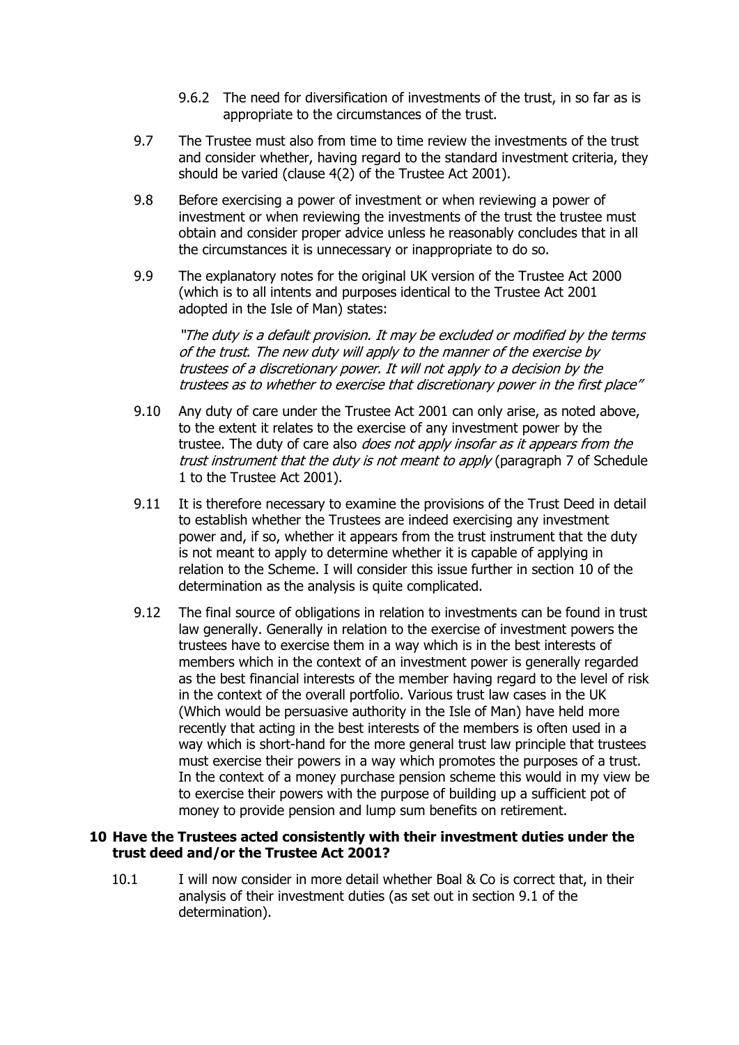9.6.2 The need for diversification of investments of the trust, in so far as is appropriate to the circumstances of the trust.

9.7 The Trustee must also from time to time review the investments of the trust and consider whether, having regard to the standard investment criteria, they should be varied (clause 4(2) of the Trustee Act 2001).

9.8 Before exercising a power of investment or when reviewing a power of investment or when reviewing the investments of the trust the trustee must obtain and consider proper advice unless he reasonably concludes that in all the circumstances it is unnecessary or inappropriate to do so.

9.9 The explanatory notes for the original UK version of the Trustee Act 2000 (which is to all intents and purposes identical to the Trustee Act 2001 adopted in the Isle of Man) states:

> *"The duty is a default provision. It may be excluded or modified by the terms of the trust. The new duty will apply to the manner of the exercise by trustees of a discretionary power. It will not apply to a decision by the trustees as to whether to exercise that discretionary power in the first place"*

9.10 Any duty of care under the Trustee Act 2001 can only arise, as noted above, to the extent it relates to the exercise of any investment power by the trustee. The duty of care also *does not apply insofar as it appears from the trust instrument that the duty is not meant to apply* (paragraph 7 of Schedule 1 to the Trustee Act 2001).

9.11 It is therefore necessary to examine the provisions of the Trust Deed in detail to establish whether the Trustees are indeed exercising any investment power and, if so, whether it appears from the trust instrument that the duty is not meant to apply to determine whether it is capable of applying in relation to the Scheme. I will consider this issue further in section 10 of the determination as the analysis is quite complicated.

9.12 The final source of obligations in relation to investments can be found in trust law generally. Generally in relation to the exercise of investment powers the trustees have to exercise them in a way which is in the best interests of members which in the context of an investment power is generally regarded as the best financial interests of the member having regard to the level of risk in the context of the overall portfolio. Various trust law cases in the UK (Which would be persuasive authority in the Isle of Man) have held more recently that acting in the best interests of the members is often used in a way which is short-hand for the more general trust law principle that trustees must exercise their powers in a way which promotes the purposes of a trust. In the context of a money purchase pension scheme this would in my view be to exercise their powers with the purpose of building up a sufficient pot of money to provide pension and lump sum benefits on retirement.

## 10 Have the Trustees acted consistently with their investment duties under the trust deed and/or the Trustee Act 2001?

10.1 I will now consider in more detail whether Boal & Co is correct that, in their analysis of their investment duties (as set out in section 9.1 of the determination).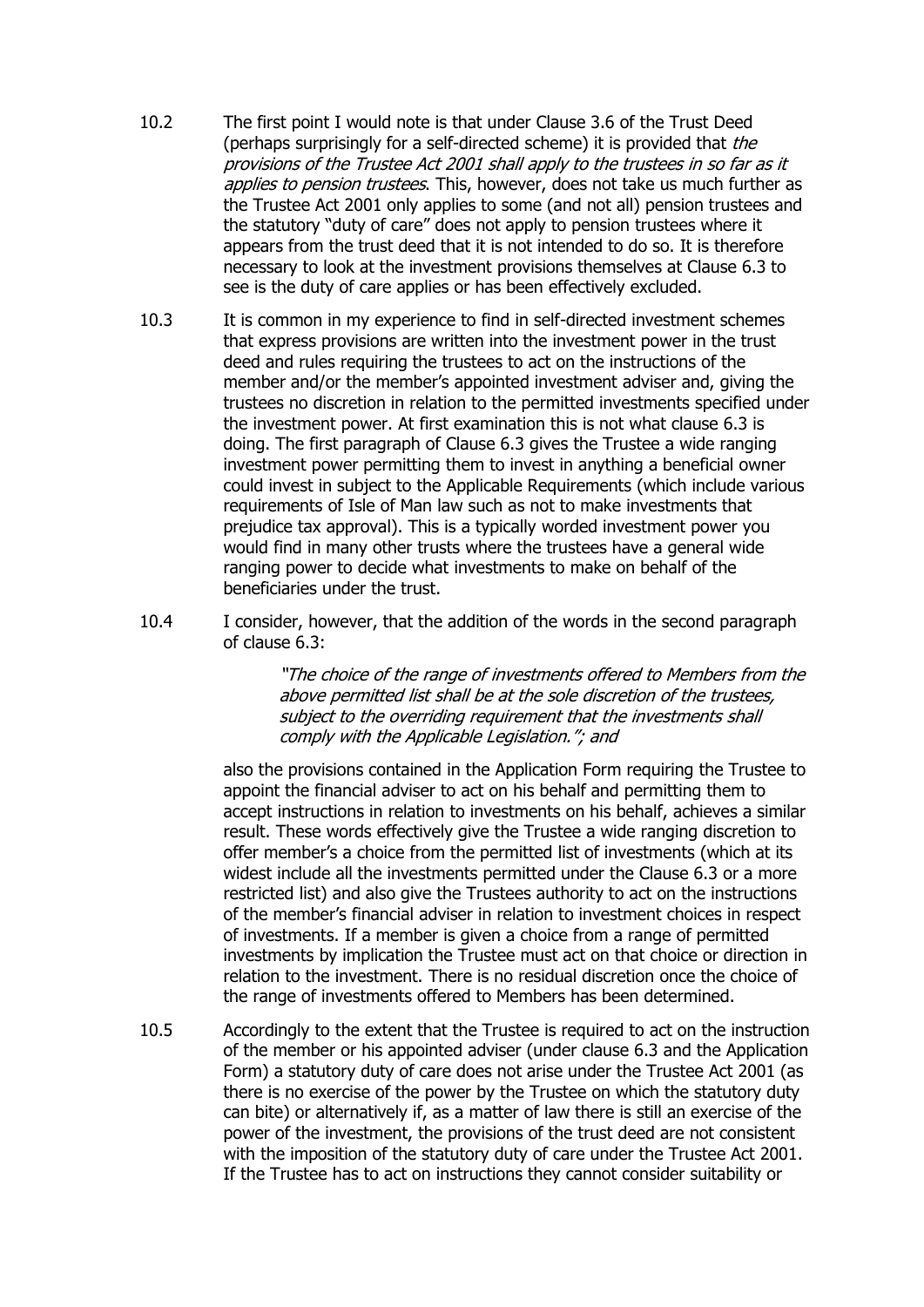10.2 The first point I would note is that under Clause 3.6 of the Trust Deed (perhaps surprisingly for a self-directed scheme) it is provided that *the provisions of the Trustee Act 2001 shall apply to the trustees in so far as it applies to pension trustees*. This, however, does not take us much further as the Trustee Act 2001 only applies to some (and not all) pension trustees and the statutory "duty of care" does not apply to pension trustees where it appears from the trust deed that it is not intended to do so. It is therefore necessary to look at the investment provisions themselves at Clause 6.3 to see is the duty of care applies or has been effectively excluded.

10.3 It is common in my experience to find in self-directed investment schemes that express provisions are written into the investment power in the trust deed and rules requiring the trustees to act on the instructions of the member and/or the member's appointed investment adviser and, giving the trustees no discretion in relation to the permitted investments specified under the investment power. At first examination this is not what clause 6.3 is doing. The first paragraph of Clause 6.3 gives the Trustee a wide ranging investment power permitting them to invest in anything a beneficial owner could invest in subject to the Applicable Requirements (which include various requirements of Isle of Man law such as not to make investments that prejudice tax approval). This is a typically worded investment power you would find in many other trusts where the trustees have a general wide ranging power to decide what investments to make on behalf of the beneficiaries under the trust.

10.4 I consider, however, that the addition of the words in the second paragraph of clause 6.3:

> *"The choice of the range of investments offered to Members from the above permitted list shall be at the sole discretion of the trustees, subject to the overriding requirement that the investments shall comply with the Applicable Legislation."; and*

also the provisions contained in the Application Form requiring the Trustee to appoint the financial adviser to act on his behalf and permitting them to accept instructions in relation to investments on his behalf, achieves a similar result. These words effectively give the Trustee a wide ranging discretion to offer member's a choice from the permitted list of investments (which at its widest include all the investments permitted under the Clause 6.3 or a more restricted list) and also give the Trustees authority to act on the instructions of the member's financial adviser in relation to investment choices in respect of investments. If a member is given a choice from a range of permitted investments by implication the Trustee must act on that choice or direction in relation to the investment. There is no residual discretion once the choice of the range of investments offered to Members has been determined.

10.5 Accordingly to the extent that the Trustee is required to act on the instruction of the member or his appointed adviser (under clause 6.3 and the Application Form) a statutory duty of care does not arise under the Trustee Act 2001 (as there is no exercise of the power by the Trustee on which the statutory duty can bite) or alternatively if, as a matter of law there is still an exercise of the power of the investment, the provisions of the trust deed are not consistent with the imposition of the statutory duty of care under the Trustee Act 2001. If the Trustee has to act on instructions they cannot consider suitability or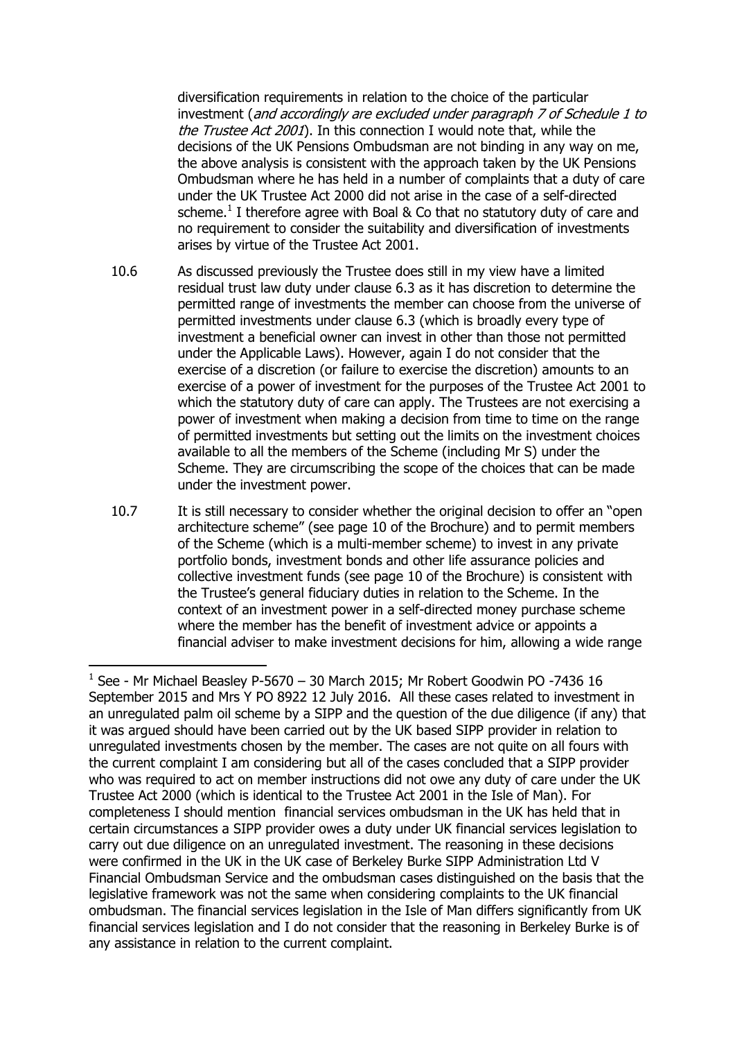diversification requirements in relation to the choice of the particular investment (*and accordingly are excluded under paragraph 7 of Schedule 1 to the Trustee Act 2001*). In this connection I would note that, while the decisions of the UK Pensions Ombudsman are not binding in any way on me, the above analysis is consistent with the approach taken by the UK Pensions Ombudsman where he has held in a number of complaints that a duty of care under the UK Trustee Act 2000 did not arise in the case of a self-directed scheme.[1] I therefore agree with Boal & Co that no statutory duty of care and no requirement to consider the suitability and diversification of investments arises by virtue of the Trustee Act 2001.

10.6 As discussed previously the Trustee does still in my view have a limited residual trust law duty under clause 6.3 as it has discretion to determine the permitted range of investments the member can choose from the universe of permitted investments under clause 6.3 (which is broadly every type of investment a beneficial owner can invest in other than those not permitted under the Applicable Laws). However, again I do not consider that the exercise of a discretion (or failure to exercise the discretion) amounts to an exercise of a power of investment for the purposes of the Trustee Act 2001 to which the statutory duty of care can apply. The Trustees are not exercising a power of investment when making a decision from time to time on the range of permitted investments but setting out the limits on the investment choices available to all the members of the Scheme (including Mr S) under the Scheme. They are circumscribing the scope of the choices that can be made under the investment power.

10.7 It is still necessary to consider whether the original decision to offer an "open architecture scheme" (see page 10 of the Brochure) and to permit members of the Scheme (which is a multi-member scheme) to invest in any private portfolio bonds, investment bonds and other life assurance policies and collective investment funds (see page 10 of the Brochure) is consistent with the Trustee's general fiduciary duties in relation to the Scheme. In the context of an investment power in a self-directed money purchase scheme where the member has the benefit of investment advice or appoints a financial adviser to make investment decisions for him, allowing a wide range

---

[1] See - Mr Michael Beasley P-5670 – 30 March 2015; Mr Robert Goodwin PO -7436 16 September 2015 and Mrs Y PO 8922 12 July 2016. All these cases related to investment in an unregulated palm oil scheme by a SIPP and the question of the due diligence (if any) that it was argued should have been carried out by the UK based SIPP provider in relation to unregulated investments chosen by the member. The cases are not quite on all fours with the current complaint I am considering but all of the cases concluded that a SIPP provider who was required to act on member instructions did not owe any duty of care under the UK Trustee Act 2000 (which is identical to the Trustee Act 2001 in the Isle of Man). For completeness I should mention financial services ombudsman in the UK has held that in certain circumstances a SIPP provider owes a duty under UK financial services legislation to carry out due diligence on an unregulated investment. The reasoning in these decisions were confirmed in the UK in the UK case of Berkeley Burke SIPP Administration Ltd V Financial Ombudsman Service and the ombudsman cases distinguished on the basis that the legislative framework was not the same when considering complaints to the UK financial ombudsman. The financial services legislation in the Isle of Man differs significantly from UK financial services legislation and I do not consider that the reasoning in Berkeley Burke is of any assistance in relation to the current complaint.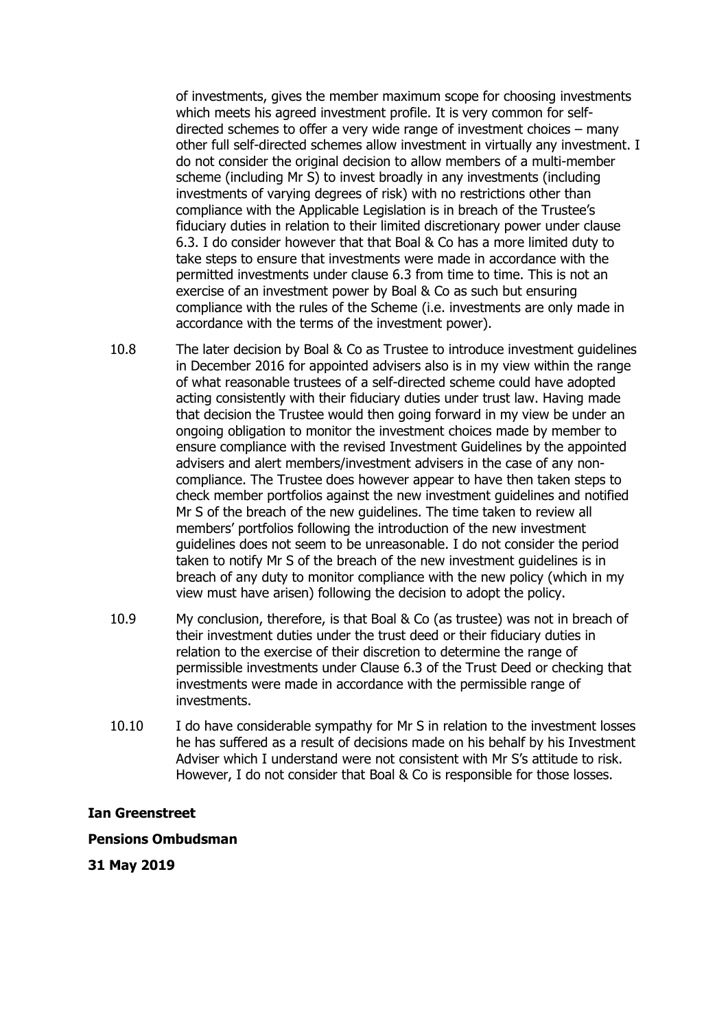of investments, gives the member maximum scope for choosing investments which meets his agreed investment profile. It is very common for self-directed schemes to offer a very wide range of investment choices – many other full self-directed schemes allow investment in virtually any investment. I do not consider the original decision to allow members of a multi-member scheme (including Mr S) to invest broadly in any investments (including investments of varying degrees of risk) with no restrictions other than compliance with the Applicable Legislation is in breach of the Trustee's fiduciary duties in relation to their limited discretionary power under clause 6.3. I do consider however that that Boal & Co has a more limited duty to take steps to ensure that investments were made in accordance with the permitted investments under clause 6.3 from time to time. This is not an exercise of an investment power by Boal & Co as such but ensuring compliance with the rules of the Scheme (i.e. investments are only made in accordance with the terms of the investment power).

10.8 The later decision by Boal & Co as Trustee to introduce investment guidelines in December 2016 for appointed advisers also is in my view within the range of what reasonable trustees of a self-directed scheme could have adopted acting consistently with their fiduciary duties under trust law. Having made that decision the Trustee would then going forward in my view be under an ongoing obligation to monitor the investment choices made by member to ensure compliance with the revised Investment Guidelines by the appointed advisers and alert members/investment advisers in the case of any non-compliance. The Trustee does however appear to have then taken steps to check member portfolios against the new investment guidelines and notified Mr S of the breach of the new guidelines. The time taken to review all members' portfolios following the introduction of the new investment guidelines does not seem to be unreasonable. I do not consider the period taken to notify Mr S of the breach of the new investment guidelines is in breach of any duty to monitor compliance with the new policy (which in my view must have arisen) following the decision to adopt the policy.

10.9 My conclusion, therefore, is that Boal & Co (as trustee) was not in breach of their investment duties under the trust deed or their fiduciary duties in relation to the exercise of their discretion to determine the range of permissible investments under Clause 6.3 of the Trust Deed or checking that investments were made in accordance with the permissible range of investments.

10.10 I do have considerable sympathy for Mr S in relation to the investment losses he has suffered as a result of decisions made on his behalf by his Investment Adviser which I understand were not consistent with Mr S's attitude to risk. However, I do not consider that Boal & Co is responsible for those losses.

**Ian Greenstreet**

**Pensions Ombudsman**

**31 May 2019**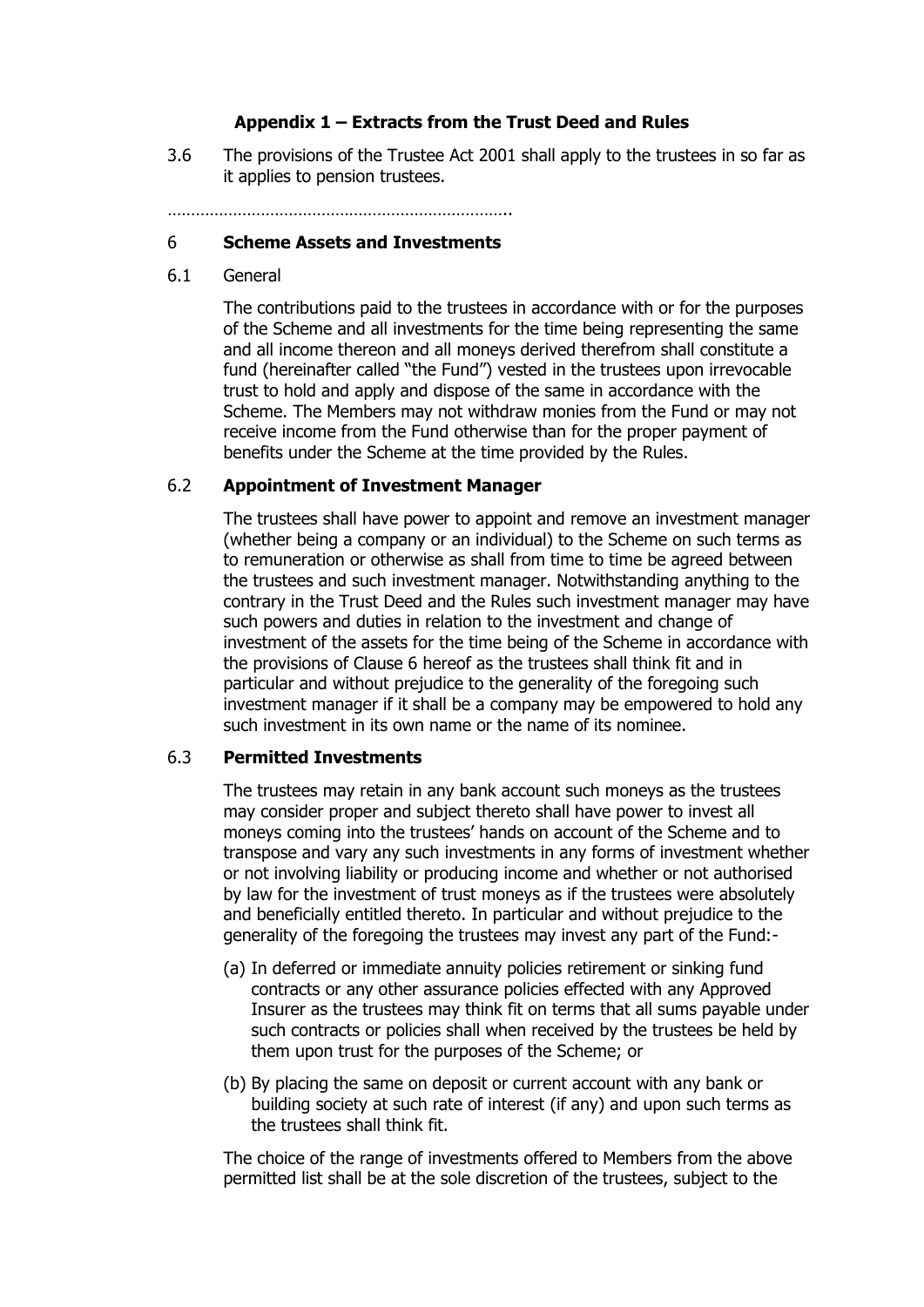## Appendix 1 – Extracts from the Trust Deed and Rules

3.6 The provisions of the Trustee Act 2001 shall apply to the trustees in so far as it applies to pension trustees.

………………………………………………………………..

### 6 Scheme Assets and Investments

6.1 General

The contributions paid to the trustees in accordance with or for the purposes of the Scheme and all investments for the time being representing the same and all income thereon and all moneys derived therefrom shall constitute a fund (hereinafter called "the Fund") vested in the trustees upon irrevocable trust to hold and apply and dispose of the same in accordance with the Scheme. The Members may not withdraw monies from the Fund or may not receive income from the Fund otherwise than for the proper payment of benefits under the Scheme at the time provided by the Rules.

6.2 **Appointment of Investment Manager**

The trustees shall have power to appoint and remove an investment manager (whether being a company or an individual) to the Scheme on such terms as to remuneration or otherwise as shall from time to time be agreed between the trustees and such investment manager. Notwithstanding anything to the contrary in the Trust Deed and the Rules such investment manager may have such powers and duties in relation to the investment and change of investment of the assets for the time being of the Scheme in accordance with the provisions of Clause 6 hereof as the trustees shall think fit and in particular and without prejudice to the generality of the foregoing such investment manager if it shall be a company may be empowered to hold any such investment in its own name or the name of its nominee.

6.3 **Permitted Investments**

The trustees may retain in any bank account such moneys as the trustees may consider proper and subject thereto shall have power to invest all moneys coming into the trustees' hands on account of the Scheme and to transpose and vary any such investments in any forms of investment whether or not involving liability or producing income and whether or not authorised by law for the investment of trust moneys as if the trustees were absolutely and beneficially entitled thereto. In particular and without prejudice to the generality of the foregoing the trustees may invest any part of the Fund:-

(a) In deferred or immediate annuity policies retirement or sinking fund contracts or any other assurance policies effected with any Approved Insurer as the trustees may think fit on terms that all sums payable under such contracts or policies shall when received by the trustees be held by them upon trust for the purposes of the Scheme; or

(b) By placing the same on deposit or current account with any bank or building society at such rate of interest (if any) and upon such terms as the trustees shall think fit.

The choice of the range of investments offered to Members from the above permitted list shall be at the sole discretion of the trustees, subject to the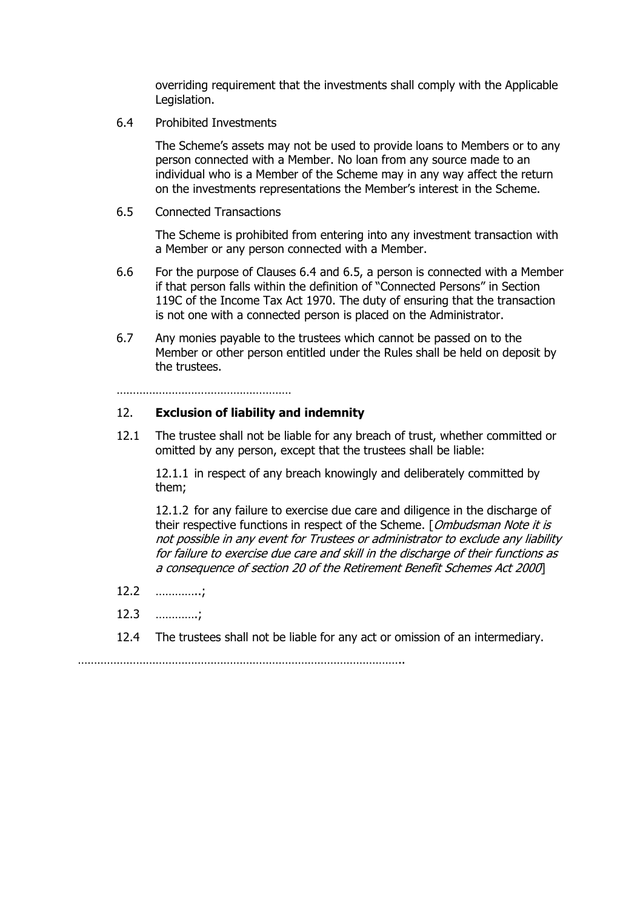overriding requirement that the investments shall comply with the Applicable Legislation.

6.4 Prohibited Investments

The Scheme's assets may not be used to provide loans to Members or to any person connected with a Member. No loan from any source made to an individual who is a Member of the Scheme may in any way affect the return on the investments representations the Member's interest in the Scheme.

6.5 Connected Transactions

The Scheme is prohibited from entering into any investment transaction with a Member or any person connected with a Member.

6.6 For the purpose of Clauses 6.4 and 6.5, a person is connected with a Member if that person falls within the definition of "Connected Persons" in Section 119C of the Income Tax Act 1970. The duty of ensuring that the transaction is not one with a connected person is placed on the Administrator.

6.7 Any monies payable to the trustees which cannot be passed on to the Member or other person entitled under the Rules shall be held on deposit by the trustees.

………………………………………………

12. **Exclusion of liability and indemnity**

12.1 The trustee shall not be liable for any breach of trust, whether committed or omitted by any person, except that the trustees shall be liable:

12.1.1 in respect of any breach knowingly and deliberately committed by them;

12.1.2 for any failure to exercise due care and diligence in the discharge of their respective functions in respect of the Scheme. [*Ombudsman Note it is not possible in any event for Trustees or administrator to exclude any liability for failure to exercise due care and skill in the discharge of their functions as a consequence of section 20 of the Retirement Benefit Schemes Act 2000*]

12.2 ………….;

12.3 …………;

12.4 The trustees shall not be liable for any act or omission of an intermediary.

……………………………………………………………………………………..